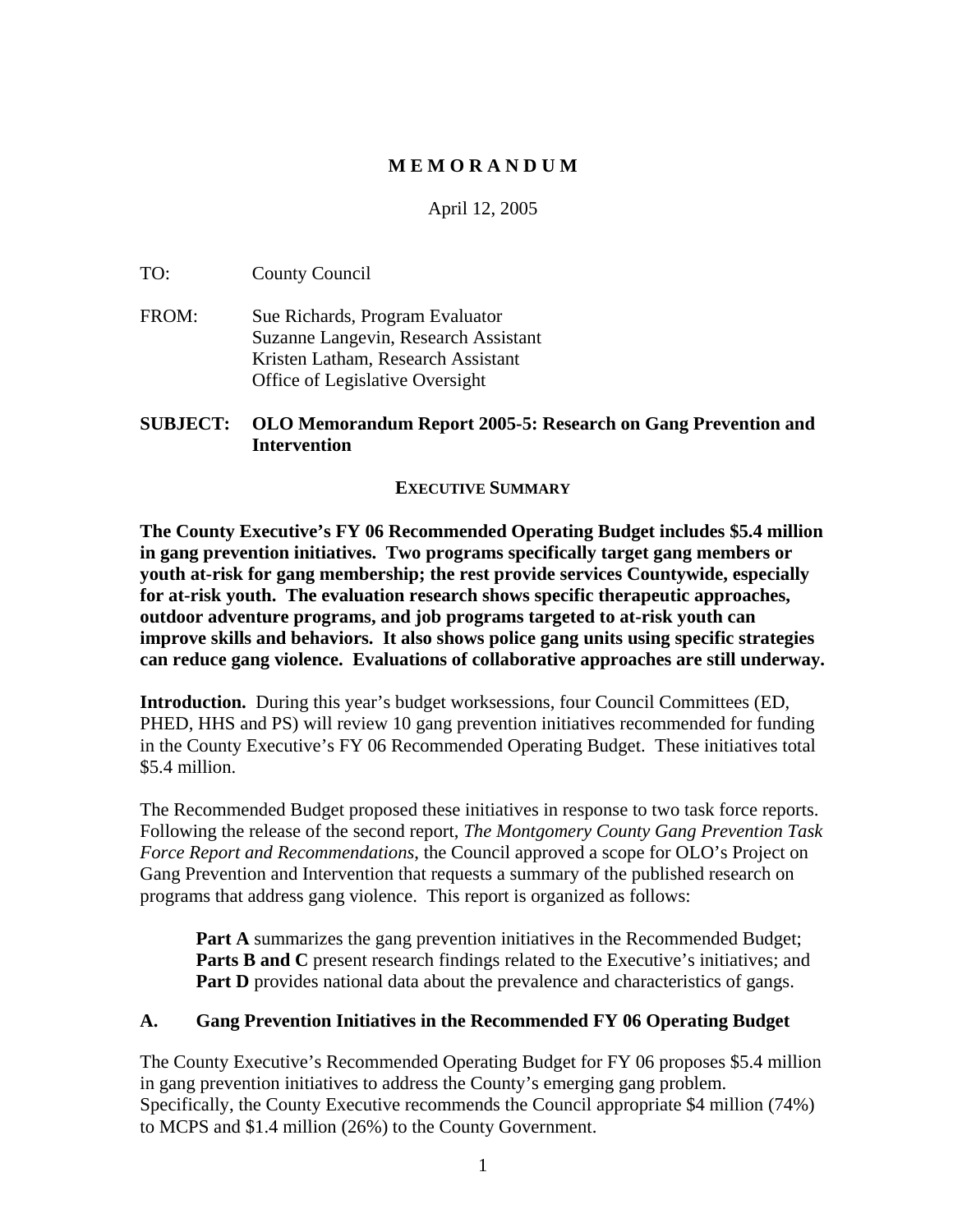# MEMORANDUM

April 12, 2005

TO: County Council

FROM: Sue Richards, Program Evaluator
Suzanne Langevin, Research Assistant
Kristen Latham, Research Assistant
Office of Legislative Oversight

**SUBJECT: OLO Memorandum Report 2005-5: Research on Gang Prevention and Intervention**

## EXECUTIVE SUMMARY

**The County Executive's FY 06 Recommended Operating Budget includes \$5.4 million in gang prevention initiatives. Two programs specifically target gang members or youth at-risk for gang membership; the rest provide services Countywide, especially for at-risk youth. The evaluation research shows specific therapeutic approaches, outdoor adventure programs, and job programs targeted to at-risk youth can improve skills and behaviors. It also shows police gang units using specific strategies can reduce gang violence. Evaluations of collaborative approaches are still underway.**

**Introduction.** During this year's budget worksessions, four Council Committees (ED, PHED, HHS and PS) will review 10 gang prevention initiatives recommended for funding in the County Executive's FY 06 Recommended Operating Budget. These initiatives total \$5.4 million.

The Recommended Budget proposed these initiatives in response to two task force reports. Following the release of the second report, *The Montgomery County Gang Prevention Task Force Report and Recommendations*, the Council approved a scope for OLO's Project on Gang Prevention and Intervention that requests a summary of the published research on programs that address gang violence. This report is organized as follows:

> **Part A** summarizes the gang prevention initiatives in the Recommended Budget;
> **Parts B and C** present research findings related to the Executive's initiatives; and
> **Part D** provides national data about the prevalence and characteristics of gangs.

## A. Gang Prevention Initiatives in the Recommended FY 06 Operating Budget

The County Executive's Recommended Operating Budget for FY 06 proposes \$5.4 million in gang prevention initiatives to address the County's emerging gang problem. Specifically, the County Executive recommends the Council appropriate \$4 million (74%) to MCPS and \$1.4 million (26%) to the County Government.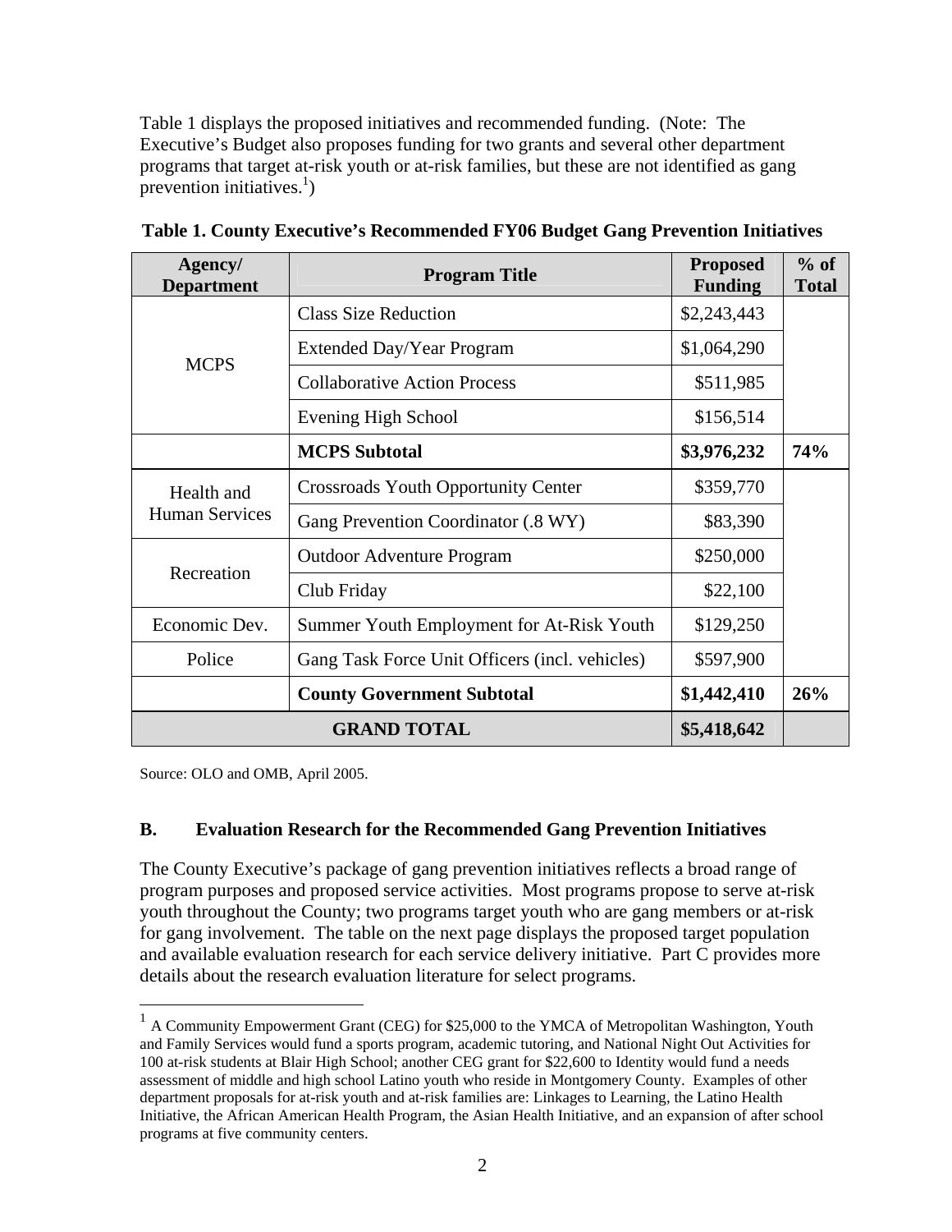Table 1 displays the proposed initiatives and recommended funding. (Note: The Executive's Budget also proposes funding for two grants and several other department programs that target at-risk youth or at-risk families, but these are not identified as gang prevention initiatives.[1])

**Table 1. County Executive's Recommended FY06 Budget Gang Prevention Initiatives**

| Agency/ Department | Program Title | Proposed Funding | % of Total |
|---|---|---|---|
| MCPS | Class Size Reduction | $2,243,443 | |
| | Extended Day/Year Program | $1,064,290 | |
| | Collaborative Action Process | $511,985 | |
| | Evening High School | $156,514 | |
| | **MCPS Subtotal** | **$3,976,232** | **74%** |
| Health and Human Services | Crossroads Youth Opportunity Center | $359,770 | |
| | Gang Prevention Coordinator (.8 WY) | $83,390 | |
| Recreation | Outdoor Adventure Program | $250,000 | |
| | Club Friday | $22,100 | |
| Economic Dev. | Summer Youth Employment for At-Risk Youth | $129,250 | |
| Police | Gang Task Force Unit Officers (incl. vehicles) | $597,900 | |
| | **County Government Subtotal** | **$1,442,410** | **26%** |
| **GRAND TOTAL** | | **$5,418,642** | |

Source: OLO and OMB, April 2005.

### B. Evaluation Research for the Recommended Gang Prevention Initiatives

The County Executive's package of gang prevention initiatives reflects a broad range of program purposes and proposed service activities. Most programs propose to serve at-risk youth throughout the County; two programs target youth who are gang members or at-risk for gang involvement. The table on the next page displays the proposed target population and available evaluation research for each service delivery initiative. Part C provides more details about the research evaluation literature for select programs.

[1] A Community Empowerment Grant (CEG) for $25,000 to the YMCA of Metropolitan Washington, Youth and Family Services would fund a sports program, academic tutoring, and National Night Out Activities for 100 at-risk students at Blair High School; another CEG grant for $22,600 to Identity would fund a needs assessment of middle and high school Latino youth who reside in Montgomery County. Examples of other department proposals for at-risk youth and at-risk families are: Linkages to Learning, the Latino Health Initiative, the African American Health Program, the Asian Health Initiative, and an expansion of after school programs at five community centers.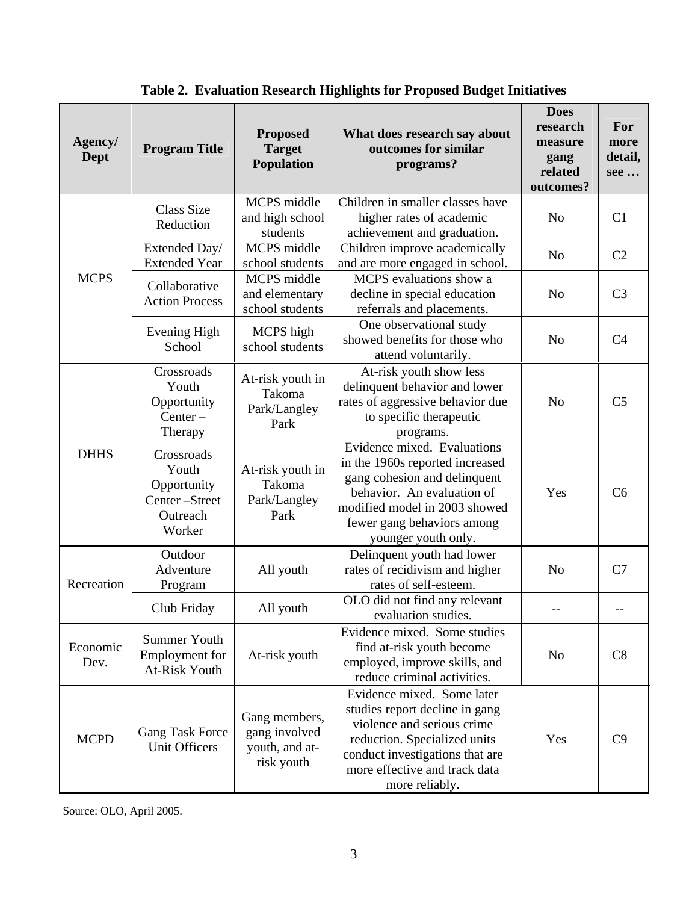**Table 2. Evaluation Research Highlights for Proposed Budget Initiatives**

| Agency/ Dept | Program Title | Proposed Target Population | What does research say about outcomes for similar programs? | Does research measure gang related outcomes? | For more detail, see … |
|---|---|---|---|---|---|
| MCPS | Class Size Reduction | MCPS middle and high school students | Children in smaller classes have higher rates of academic achievement and graduation. | No | C1 |
| | Extended Day/ Extended Year | MCPS middle school students | Children improve academically and are more engaged in school. | No | C2 |
| | Collaborative Action Process | MCPS middle and elementary school students | MCPS evaluations show a decline in special education referrals and placements. | No | C3 |
| | Evening High School | MCPS high school students | One observational study showed benefits for those who attend voluntarily. | No | C4 |
| DHHS | Crossroads Youth Opportunity Center – Therapy | At-risk youth in Takoma Park/Langley Park | At-risk youth show less delinquent behavior and lower rates of aggressive behavior due to specific therapeutic programs. | No | C5 |
| | Crossroads Youth Opportunity Center –Street Outreach Worker | At-risk youth in Takoma Park/Langley Park | Evidence mixed. Evaluations in the 1960s reported increased gang cohesion and delinquent behavior. An evaluation of modified model in 2003 showed fewer gang behaviors among younger youth only. | Yes | C6 |
| Recreation | Outdoor Adventure Program | All youth | Delinquent youth had lower rates of recidivism and higher rates of self-esteem. | No | C7 |
| | Club Friday | All youth | OLO did not find any relevant evaluation studies. | -- | -- |
| Economic Dev. | Summer Youth Employment for At-Risk Youth | At-risk youth | Evidence mixed. Some studies find at-risk youth become employed, improve skills, and reduce criminal activities. | No | C8 |
| MCPD | Gang Task Force Unit Officers | Gang members, gang involved youth, and at-risk youth | Evidence mixed. Some later studies report decline in gang violence and serious crime reduction. Specialized units conduct investigations that are more effective and track data more reliably. | Yes | C9 |

Source: OLO, April 2005.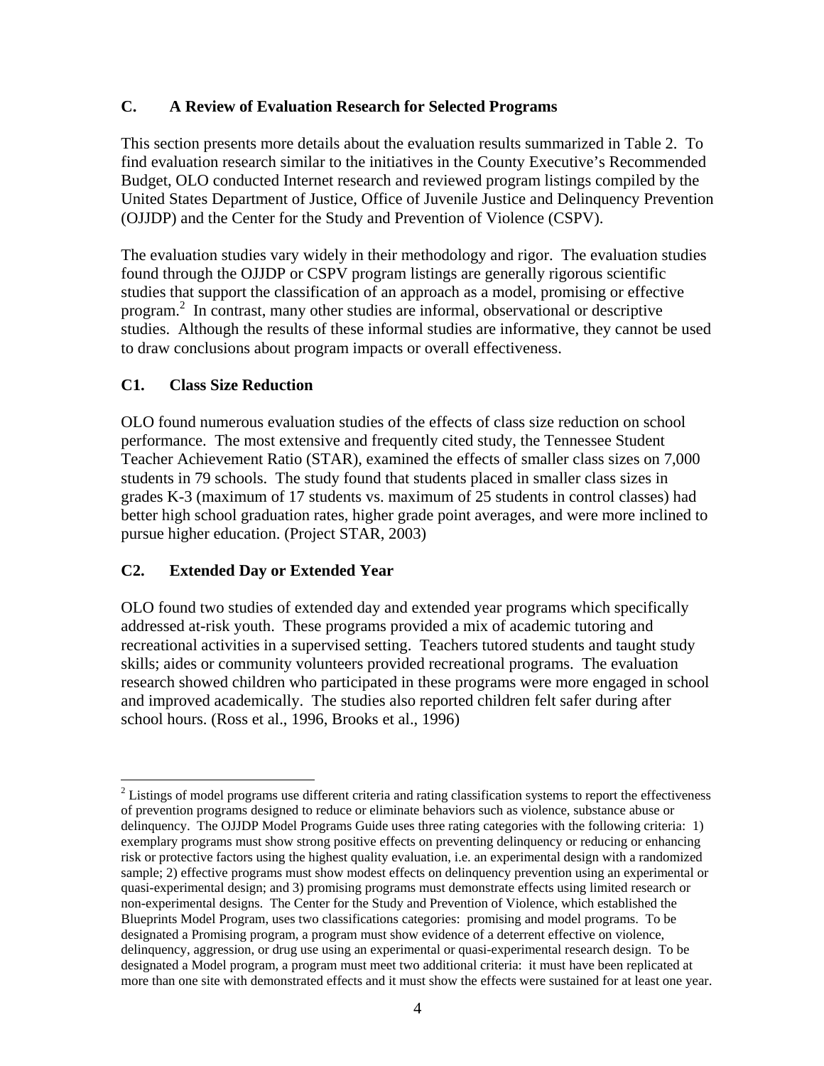## C. A Review of Evaluation Research for Selected Programs

This section presents more details about the evaluation results summarized in Table 2. To find evaluation research similar to the initiatives in the County Executive's Recommended Budget, OLO conducted Internet research and reviewed program listings compiled by the United States Department of Justice, Office of Juvenile Justice and Delinquency Prevention (OJJDP) and the Center for the Study and Prevention of Violence (CSPV).

The evaluation studies vary widely in their methodology and rigor. The evaluation studies found through the OJJDP or CSPV program listings are generally rigorous scientific studies that support the classification of an approach as a model, promising or effective program.[2] In contrast, many other studies are informal, observational or descriptive studies. Although the results of these informal studies are informative, they cannot be used to draw conclusions about program impacts or overall effectiveness.

### C1. Class Size Reduction

OLO found numerous evaluation studies of the effects of class size reduction on school performance. The most extensive and frequently cited study, the Tennessee Student Teacher Achievement Ratio (STAR), examined the effects of smaller class sizes on 7,000 students in 79 schools. The study found that students placed in smaller class sizes in grades K-3 (maximum of 17 students vs. maximum of 25 students in control classes) had better high school graduation rates, higher grade point averages, and were more inclined to pursue higher education. (Project STAR, 2003)

### C2. Extended Day or Extended Year

OLO found two studies of extended day and extended year programs which specifically addressed at-risk youth. These programs provided a mix of academic tutoring and recreational activities in a supervised setting. Teachers tutored students and taught study skills; aides or community volunteers provided recreational programs. The evaluation research showed children who participated in these programs were more engaged in school and improved academically. The studies also reported children felt safer during after school hours. (Ross et al., 1996, Brooks et al., 1996)

---

[2] Listings of model programs use different criteria and rating classification systems to report the effectiveness of prevention programs designed to reduce or eliminate behaviors such as violence, substance abuse or delinquency. The OJJDP Model Programs Guide uses three rating categories with the following criteria: 1) exemplary programs must show strong positive effects on preventing delinquency or reducing or enhancing risk or protective factors using the highest quality evaluation, i.e. an experimental design with a randomized sample; 2) effective programs must show modest effects on delinquency prevention using an experimental or quasi-experimental design; and 3) promising programs must demonstrate effects using limited research or non-experimental designs. The Center for the Study and Prevention of Violence, which established the Blueprints Model Program, uses two classifications categories: promising and model programs. To be designated a Promising program, a program must show evidence of a deterrent effective on violence, delinquency, aggression, or drug use using an experimental or quasi-experimental research design. To be designated a Model program, a program must meet two additional criteria: it must have been replicated at more than one site with demonstrated effects and it must show the effects were sustained for at least one year.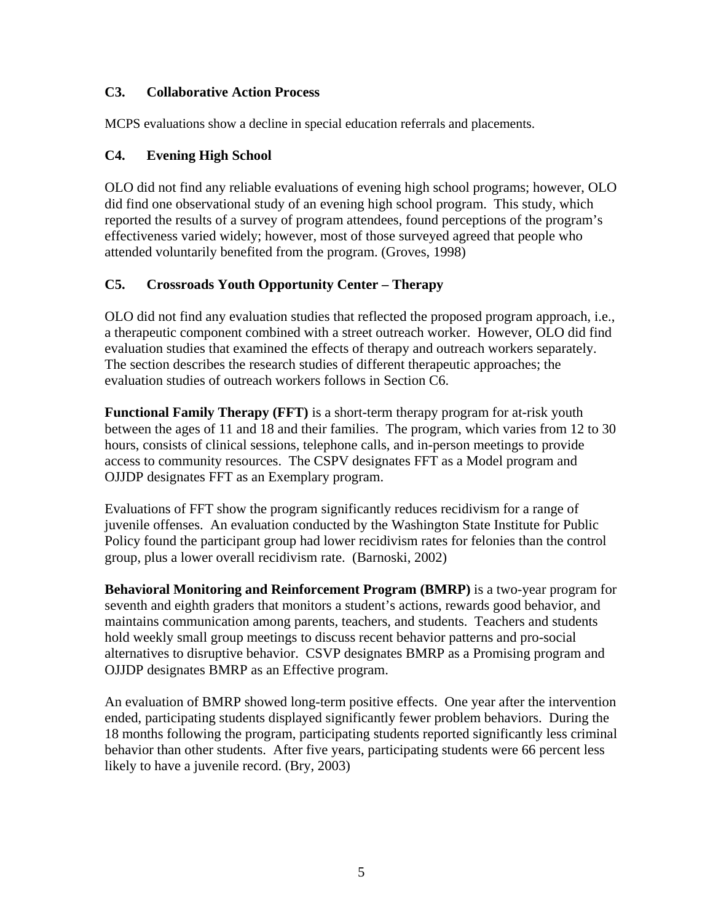### C3. Collaborative Action Process

MCPS evaluations show a decline in special education referrals and placements.

### C4. Evening High School

OLO did not find any reliable evaluations of evening high school programs; however, OLO did find one observational study of an evening high school program. This study, which reported the results of a survey of program attendees, found perceptions of the program's effectiveness varied widely; however, most of those surveyed agreed that people who attended voluntarily benefited from the program. (Groves, 1998)

### C5. Crossroads Youth Opportunity Center – Therapy

OLO did not find any evaluation studies that reflected the proposed program approach, i.e., a therapeutic component combined with a street outreach worker. However, OLO did find evaluation studies that examined the effects of therapy and outreach workers separately. The section describes the research studies of different therapeutic approaches; the evaluation studies of outreach workers follows in Section C6.

**Functional Family Therapy (FFT)** is a short-term therapy program for at-risk youth between the ages of 11 and 18 and their families. The program, which varies from 12 to 30 hours, consists of clinical sessions, telephone calls, and in-person meetings to provide access to community resources. The CSPV designates FFT as a Model program and OJJDP designates FFT as an Exemplary program.

Evaluations of FFT show the program significantly reduces recidivism for a range of juvenile offenses. An evaluation conducted by the Washington State Institute for Public Policy found the participant group had lower recidivism rates for felonies than the control group, plus a lower overall recidivism rate. (Barnoski, 2002)

**Behavioral Monitoring and Reinforcement Program (BMRP)** is a two-year program for seventh and eighth graders that monitors a student's actions, rewards good behavior, and maintains communication among parents, teachers, and students. Teachers and students hold weekly small group meetings to discuss recent behavior patterns and pro-social alternatives to disruptive behavior. CSVP designates BMRP as a Promising program and OJJDP designates BMRP as an Effective program.

An evaluation of BMRP showed long-term positive effects. One year after the intervention ended, participating students displayed significantly fewer problem behaviors. During the 18 months following the program, participating students reported significantly less criminal behavior than other students. After five years, participating students were 66 percent less likely to have a juvenile record. (Bry, 2003)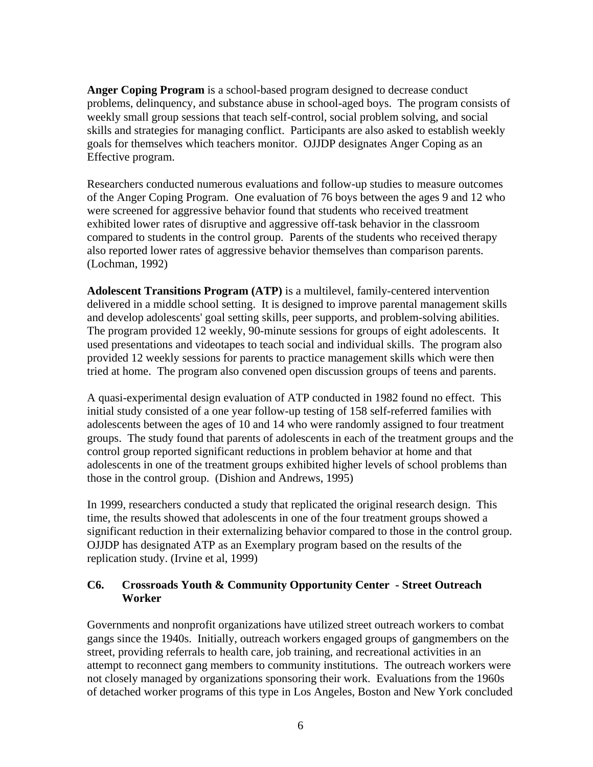**Anger Coping Program** is a school-based program designed to decrease conduct problems, delinquency, and substance abuse in school-aged boys. The program consists of weekly small group sessions that teach self-control, social problem solving, and social skills and strategies for managing conflict. Participants are also asked to establish weekly goals for themselves which teachers monitor. OJJDP designates Anger Coping as an Effective program.

Researchers conducted numerous evaluations and follow-up studies to measure outcomes of the Anger Coping Program. One evaluation of 76 boys between the ages 9 and 12 who were screened for aggressive behavior found that students who received treatment exhibited lower rates of disruptive and aggressive off-task behavior in the classroom compared to students in the control group. Parents of the students who received therapy also reported lower rates of aggressive behavior themselves than comparison parents. (Lochman, 1992)

**Adolescent Transitions Program (ATP)** is a multilevel, family-centered intervention delivered in a middle school setting. It is designed to improve parental management skills and develop adolescents' goal setting skills, peer supports, and problem-solving abilities. The program provided 12 weekly, 90-minute sessions for groups of eight adolescents. It used presentations and videotapes to teach social and individual skills. The program also provided 12 weekly sessions for parents to practice management skills which were then tried at home. The program also convened open discussion groups of teens and parents.

A quasi-experimental design evaluation of ATP conducted in 1982 found no effect. This initial study consisted of a one year follow-up testing of 158 self-referred families with adolescents between the ages of 10 and 14 who were randomly assigned to four treatment groups. The study found that parents of adolescents in each of the treatment groups and the control group reported significant reductions in problem behavior at home and that adolescents in one of the treatment groups exhibited higher levels of school problems than those in the control group. (Dishion and Andrews, 1995)

In 1999, researchers conducted a study that replicated the original research design. This time, the results showed that adolescents in one of the four treatment groups showed a significant reduction in their externalizing behavior compared to those in the control group. OJJDP has designated ATP as an Exemplary program based on the results of the replication study. (Irvine et al, 1999)

### C6. Crossroads Youth & Community Opportunity Center - Street Outreach Worker

Governments and nonprofit organizations have utilized street outreach workers to combat gangs since the 1940s. Initially, outreach workers engaged groups of gangmembers on the street, providing referrals to health care, job training, and recreational activities in an attempt to reconnect gang members to community institutions. The outreach workers were not closely managed by organizations sponsoring their work. Evaluations from the 1960s of detached worker programs of this type in Los Angeles, Boston and New York concluded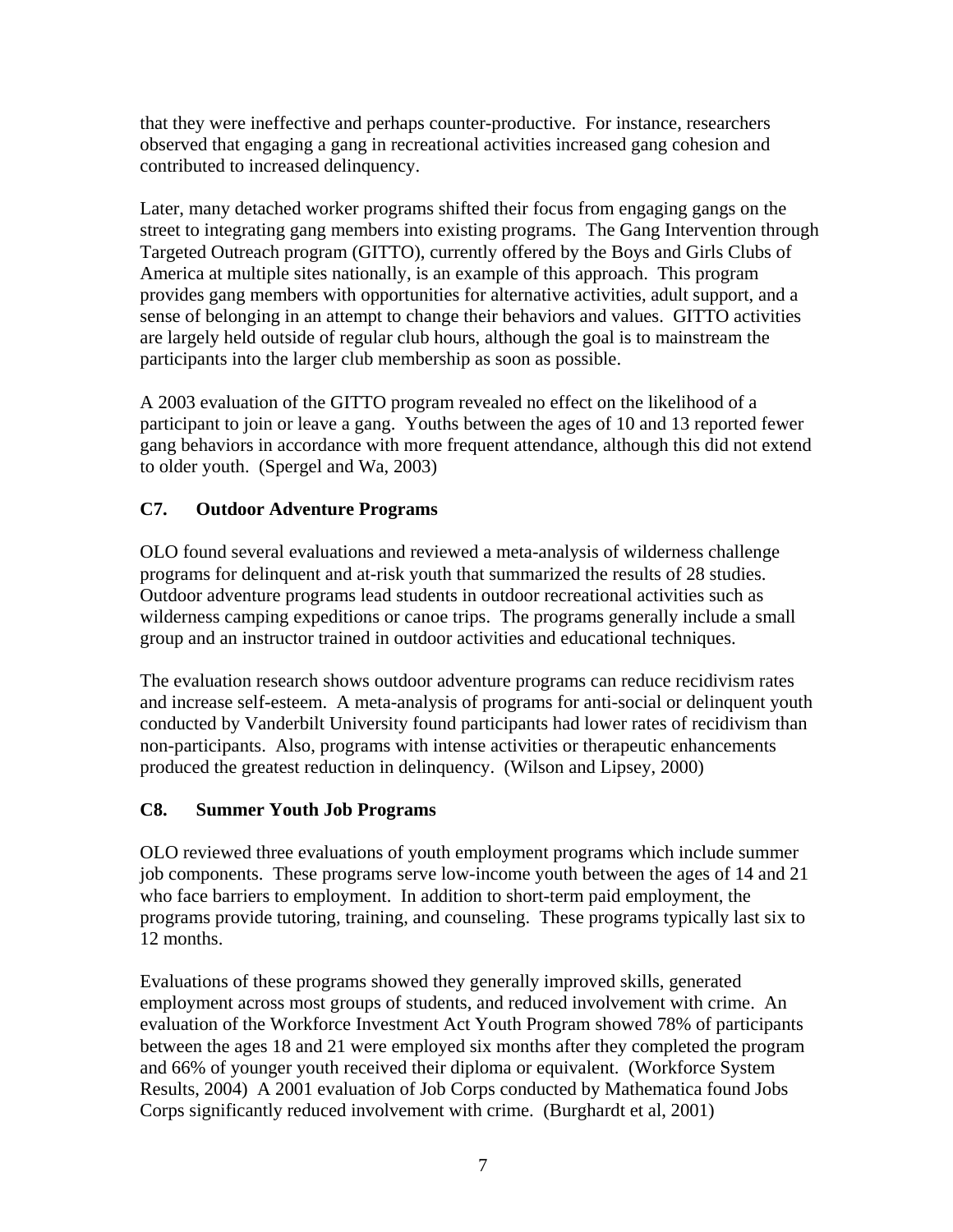that they were ineffective and perhaps counter-productive. For instance, researchers observed that engaging a gang in recreational activities increased gang cohesion and contributed to increased delinquency.

Later, many detached worker programs shifted their focus from engaging gangs on the street to integrating gang members into existing programs. The Gang Intervention through Targeted Outreach program (GITTO), currently offered by the Boys and Girls Clubs of America at multiple sites nationally, is an example of this approach. This program provides gang members with opportunities for alternative activities, adult support, and a sense of belonging in an attempt to change their behaviors and values. GITTO activities are largely held outside of regular club hours, although the goal is to mainstream the participants into the larger club membership as soon as possible.

A 2003 evaluation of the GITTO program revealed no effect on the likelihood of a participant to join or leave a gang. Youths between the ages of 10 and 13 reported fewer gang behaviors in accordance with more frequent attendance, although this did not extend to older youth. (Spergel and Wa, 2003)

### C7. Outdoor Adventure Programs

OLO found several evaluations and reviewed a meta-analysis of wilderness challenge programs for delinquent and at-risk youth that summarized the results of 28 studies. Outdoor adventure programs lead students in outdoor recreational activities such as wilderness camping expeditions or canoe trips. The programs generally include a small group and an instructor trained in outdoor activities and educational techniques.

The evaluation research shows outdoor adventure programs can reduce recidivism rates and increase self-esteem. A meta-analysis of programs for anti-social or delinquent youth conducted by Vanderbilt University found participants had lower rates of recidivism than non-participants. Also, programs with intense activities or therapeutic enhancements produced the greatest reduction in delinquency. (Wilson and Lipsey, 2000)

### C8. Summer Youth Job Programs

OLO reviewed three evaluations of youth employment programs which include summer job components. These programs serve low-income youth between the ages of 14 and 21 who face barriers to employment. In addition to short-term paid employment, the programs provide tutoring, training, and counseling. These programs typically last six to 12 months.

Evaluations of these programs showed they generally improved skills, generated employment across most groups of students, and reduced involvement with crime. An evaluation of the Workforce Investment Act Youth Program showed 78% of participants between the ages 18 and 21 were employed six months after they completed the program and 66% of younger youth received their diploma or equivalent. (Workforce System Results, 2004) A 2001 evaluation of Job Corps conducted by Mathematica found Jobs Corps significantly reduced involvement with crime. (Burghardt et al, 2001)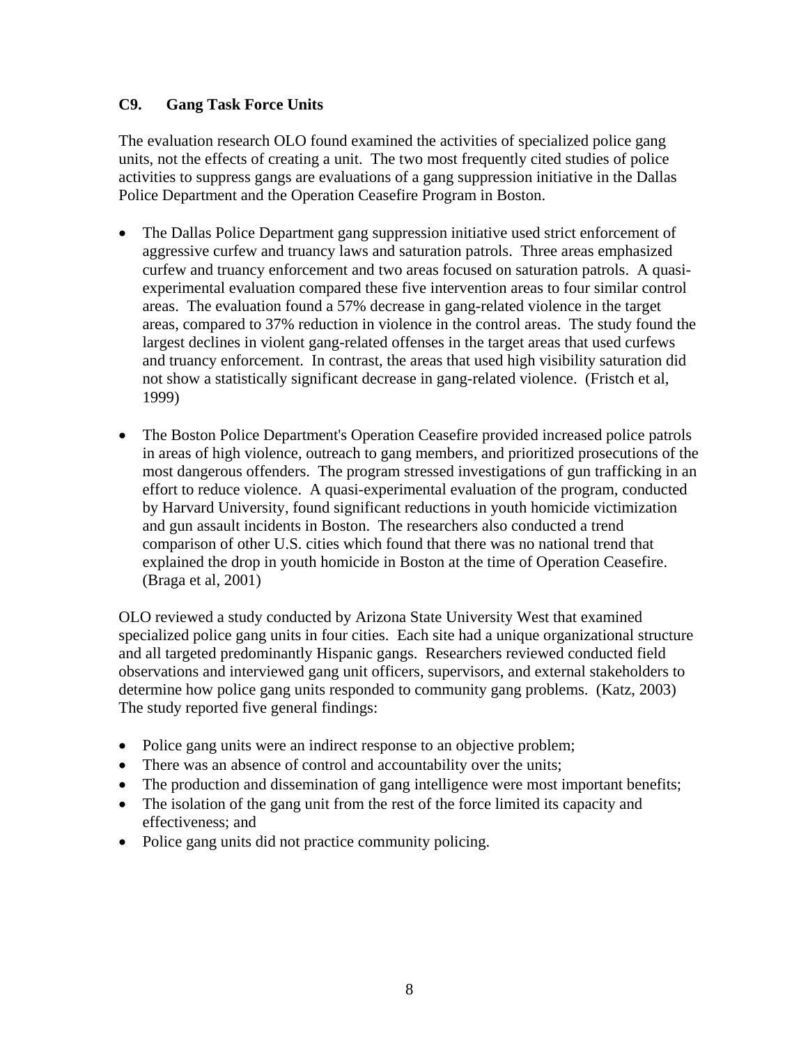## C9. Gang Task Force Units

The evaluation research OLO found examined the activities of specialized police gang units, not the effects of creating a unit. The two most frequently cited studies of police activities to suppress gangs are evaluations of a gang suppression initiative in the Dallas Police Department and the Operation Ceasefire Program in Boston.

- The Dallas Police Department gang suppression initiative used strict enforcement of aggressive curfew and truancy laws and saturation patrols. Three areas emphasized curfew and truancy enforcement and two areas focused on saturation patrols. A quasi-experimental evaluation compared these five intervention areas to four similar control areas. The evaluation found a 57% decrease in gang-related violence in the target areas, compared to 37% reduction in violence in the control areas. The study found the largest declines in violent gang-related offenses in the target areas that used curfews and truancy enforcement. In contrast, the areas that used high visibility saturation did not show a statistically significant decrease in gang-related violence. (Fristch et al, 1999)
- The Boston Police Department's Operation Ceasefire provided increased police patrols in areas of high violence, outreach to gang members, and prioritized prosecutions of the most dangerous offenders. The program stressed investigations of gun trafficking in an effort to reduce violence. A quasi-experimental evaluation of the program, conducted by Harvard University, found significant reductions in youth homicide victimization and gun assault incidents in Boston. The researchers also conducted a trend comparison of other U.S. cities which found that there was no national trend that explained the drop in youth homicide in Boston at the time of Operation Ceasefire. (Braga et al, 2001)

OLO reviewed a study conducted by Arizona State University West that examined specialized police gang units in four cities. Each site had a unique organizational structure and all targeted predominantly Hispanic gangs. Researchers reviewed conducted field observations and interviewed gang unit officers, supervisors, and external stakeholders to determine how police gang units responded to community gang problems. (Katz, 2003) The study reported five general findings:

- Police gang units were an indirect response to an objective problem;
- There was an absence of control and accountability over the units;
- The production and dissemination of gang intelligence were most important benefits;
- The isolation of the gang unit from the rest of the force limited its capacity and effectiveness; and
- Police gang units did not practice community policing.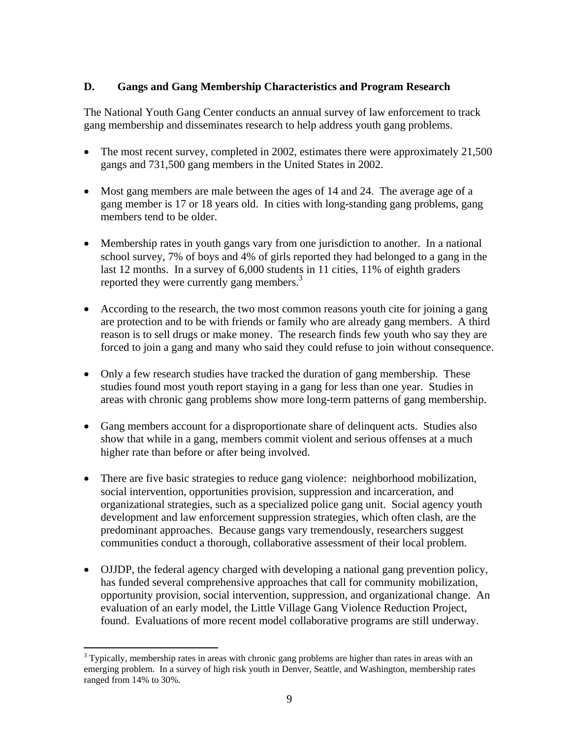## D. Gangs and Gang Membership Characteristics and Program Research

The National Youth Gang Center conducts an annual survey of law enforcement to track gang membership and disseminates research to help address youth gang problems.

- The most recent survey, completed in 2002, estimates there were approximately 21,500 gangs and 731,500 gang members in the United States in 2002.

- Most gang members are male between the ages of 14 and 24. The average age of a gang member is 17 or 18 years old. In cities with long-standing gang problems, gang members tend to be older.

- Membership rates in youth gangs vary from one jurisdiction to another. In a national school survey, 7% of boys and 4% of girls reported they had belonged to a gang in the last 12 months. In a survey of 6,000 students in 11 cities, 11% of eighth graders reported they were currently gang members.[3]

- According to the research, the two most common reasons youth cite for joining a gang are protection and to be with friends or family who are already gang members. A third reason is to sell drugs or make money. The research finds few youth who say they are forced to join a gang and many who said they could refuse to join without consequence.

- Only a few research studies have tracked the duration of gang membership. These studies found most youth report staying in a gang for less than one year. Studies in areas with chronic gang problems show more long-term patterns of gang membership.

- Gang members account for a disproportionate share of delinquent acts. Studies also show that while in a gang, members commit violent and serious offenses at a much higher rate than before or after being involved.

- There are five basic strategies to reduce gang violence: neighborhood mobilization, social intervention, opportunities provision, suppression and incarceration, and organizational strategies, such as a specialized police gang unit. Social agency youth development and law enforcement suppression strategies, which often clash, are the predominant approaches. Because gangs vary tremendously, researchers suggest communities conduct a thorough, collaborative assessment of their local problem.

- OJJDP, the federal agency charged with developing a national gang prevention policy, has funded several comprehensive approaches that call for community mobilization, opportunity provision, social intervention, suppression, and organizational change. An evaluation of an early model, the Little Village Gang Violence Reduction Project, found. Evaluations of more recent model collaborative programs are still underway.

---

[3] Typically, membership rates in areas with chronic gang problems are higher than rates in areas with an emerging problem. In a survey of high risk youth in Denver, Seattle, and Washington, membership rates ranged from 14% to 30%.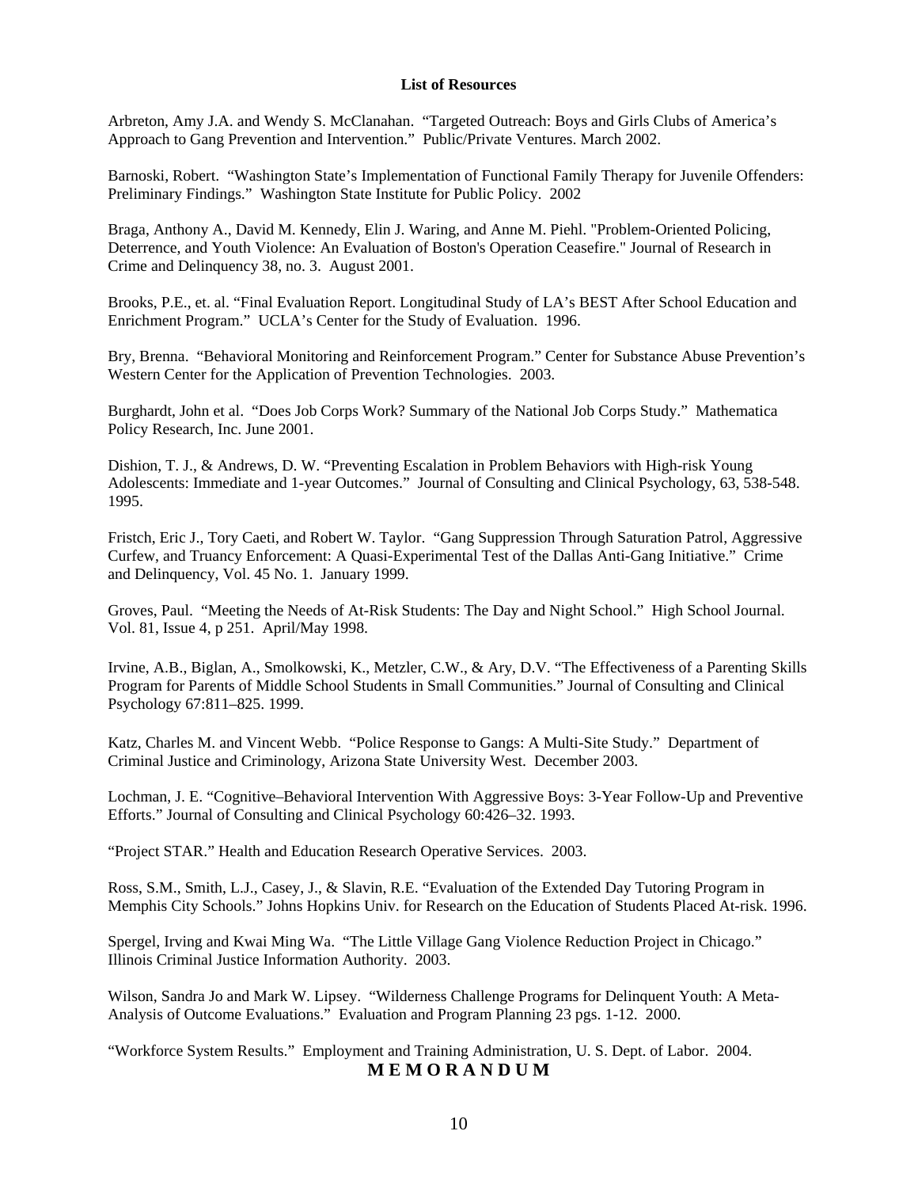**List of Resources**

Arbreton, Amy J.A. and Wendy S. McClanahan. "Targeted Outreach: Boys and Girls Clubs of America's Approach to Gang Prevention and Intervention." Public/Private Ventures. March 2002.

Barnoski, Robert. "Washington State's Implementation of Functional Family Therapy for Juvenile Offenders: Preliminary Findings." Washington State Institute for Public Policy. 2002

Braga, Anthony A., David M. Kennedy, Elin J. Waring, and Anne M. Piehl. "Problem-Oriented Policing, Deterrence, and Youth Violence: An Evaluation of Boston's Operation Ceasefire." Journal of Research in Crime and Delinquency 38, no. 3. August 2001.

Brooks, P.E., et. al. "Final Evaluation Report. Longitudinal Study of LA's BEST After School Education and Enrichment Program." UCLA's Center for the Study of Evaluation. 1996.

Bry, Brenna. "Behavioral Monitoring and Reinforcement Program." Center for Substance Abuse Prevention's Western Center for the Application of Prevention Technologies. 2003.

Burghardt, John et al. "Does Job Corps Work? Summary of the National Job Corps Study." Mathematica Policy Research, Inc. June 2001.

Dishion, T. J., & Andrews, D. W. "Preventing Escalation in Problem Behaviors with High-risk Young Adolescents: Immediate and 1-year Outcomes." Journal of Consulting and Clinical Psychology, 63, 538-548. 1995.

Fristch, Eric J., Tory Caeti, and Robert W. Taylor. "Gang Suppression Through Saturation Patrol, Aggressive Curfew, and Truancy Enforcement: A Quasi-Experimental Test of the Dallas Anti-Gang Initiative." Crime and Delinquency, Vol. 45 No. 1. January 1999.

Groves, Paul. "Meeting the Needs of At-Risk Students: The Day and Night School." High School Journal. Vol. 81, Issue 4, p 251. April/May 1998.

Irvine, A.B., Biglan, A., Smolkowski, K., Metzler, C.W., & Ary, D.V. "The Effectiveness of a Parenting Skills Program for Parents of Middle School Students in Small Communities." Journal of Consulting and Clinical Psychology 67:811–825. 1999.

Katz, Charles M. and Vincent Webb. "Police Response to Gangs: A Multi-Site Study." Department of Criminal Justice and Criminology, Arizona State University West. December 2003.

Lochman, J. E. "Cognitive–Behavioral Intervention With Aggressive Boys: 3-Year Follow-Up and Preventive Efforts." Journal of Consulting and Clinical Psychology 60:426–32. 1993.

"Project STAR." Health and Education Research Operative Services. 2003.

Ross, S.M., Smith, L.J., Casey, J., & Slavin, R.E. "Evaluation of the Extended Day Tutoring Program in Memphis City Schools." Johns Hopkins Univ. for Research on the Education of Students Placed At-risk. 1996.

Spergel, Irving and Kwai Ming Wa. "The Little Village Gang Violence Reduction Project in Chicago." Illinois Criminal Justice Information Authority. 2003.

Wilson, Sandra Jo and Mark W. Lipsey. "Wilderness Challenge Programs for Delinquent Youth: A Meta-Analysis of Outcome Evaluations." Evaluation and Program Planning 23 pgs. 1-12. 2000.

"Workforce System Results." Employment and Training Administration, U. S. Dept. of Labor. 2004.

**M E M O R A N D U M**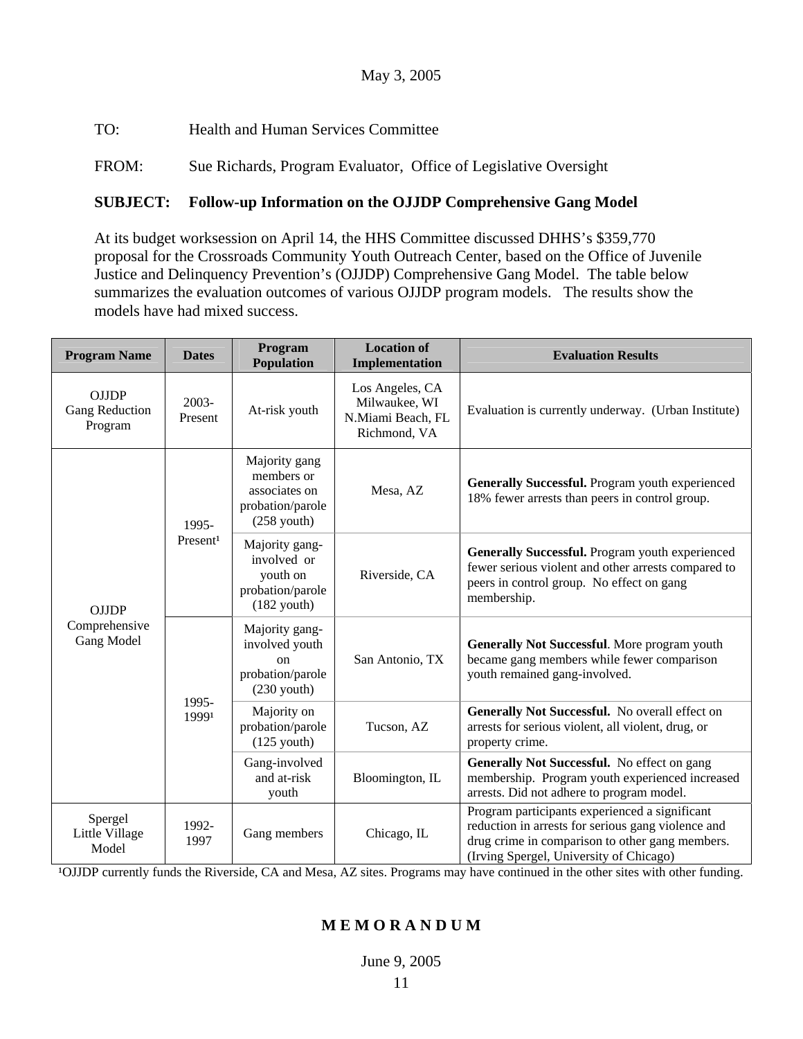May 3, 2005

TO: Health and Human Services Committee

FROM: Sue Richards, Program Evaluator, Office of Legislative Oversight

**SUBJECT: Follow-up Information on the OJJDP Comprehensive Gang Model**

At its budget worksession on April 14, the HHS Committee discussed DHHS's $359,770 proposal for the Crossroads Community Youth Outreach Center, based on the Office of Juvenile Justice and Delinquency Prevention's (OJJDP) Comprehensive Gang Model. The table below summarizes the evaluation outcomes of various OJJDP program models. The results show the models have had mixed success.

| Program Name | Dates | Program Population | Location of Implementation | Evaluation Results |
|---|---|---|---|---|
| OJJDP Gang Reduction Program | 2003-Present | At-risk youth | Los Angeles, CA Milwaukee, WI N.Miami Beach, FL Richmond, VA | Evaluation is currently underway. (Urban Institute) |
| OJJDP Comprehensive Gang Model | 1995-Present[1] | Majority gang members or associates on probation/parole (258 youth) | Mesa, AZ | **Generally Successful.** Program youth experienced 18% fewer arrests than peers in control group. |
| | | Majority gang-involved or youth on probation/parole (182 youth) | Riverside, CA | **Generally Successful.** Program youth experienced fewer serious violent and other arrests compared to peers in control group. No effect on gang membership. |
| | 1995-1999[1] | Majority gang-involved youth on probation/parole (230 youth) | San Antonio, TX | **Generally Not Successful**. More program youth became gang members while fewer comparison youth remained gang-involved. |
| | | Majority on probation/parole (125 youth) | Tucson, AZ | **Generally Not Successful.** No overall effect on arrests for serious violent, all violent, drug, or property crime. |
| | | Gang-involved and at-risk youth | Bloomington, IL | **Generally Not Successful.** No effect on gang membership. Program youth experienced increased arrests. Did not adhere to program model. |
| Spergel Little Village Model | 1992-1997 | Gang members | Chicago, IL | Program participants experienced a significant reduction in arrests for serious gang violence and drug crime in comparison to other gang members. (Irving Spergel, University of Chicago) |

[1]OJJDP currently funds the Riverside, CA and Mesa, AZ sites. Programs may have continued in the other sites with other funding.

**M E M O R A N D U M**

June 9, 2005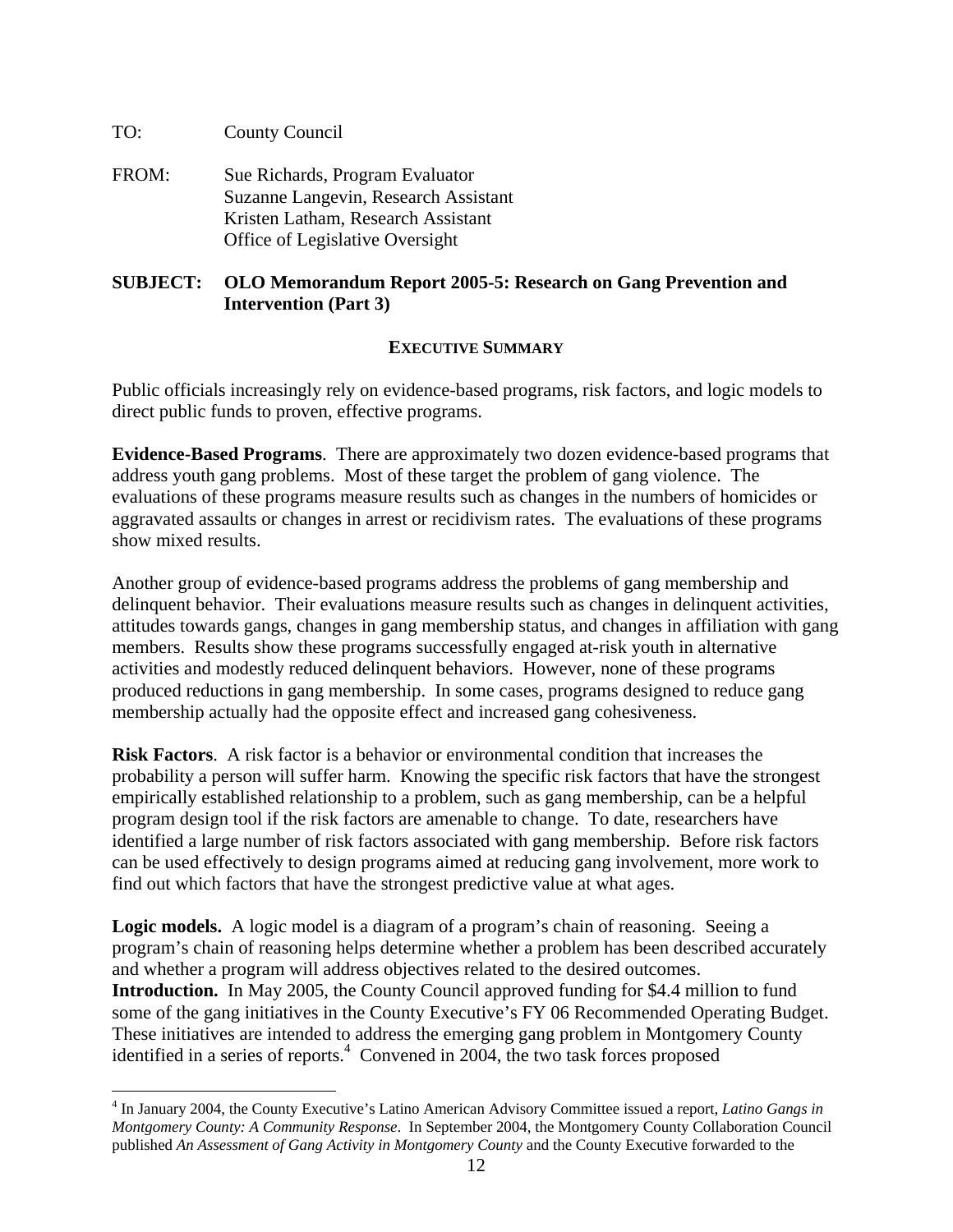TO: County Council

FROM: Sue Richards, Program Evaluator
Suzanne Langevin, Research Assistant
Kristen Latham, Research Assistant
Office of Legislative Oversight

**SUBJECT: OLO Memorandum Report 2005-5: Research on Gang Prevention and Intervention (Part 3)**

**EXECUTIVE SUMMARY**

Public officials increasingly rely on evidence-based programs, risk factors, and logic models to direct public funds to proven, effective programs.

**Evidence-Based Programs**. There are approximately two dozen evidence-based programs that address youth gang problems. Most of these target the problem of gang violence. The evaluations of these programs measure results such as changes in the numbers of homicides or aggravated assaults or changes in arrest or recidivism rates. The evaluations of these programs show mixed results.

Another group of evidence-based programs address the problems of gang membership and delinquent behavior. Their evaluations measure results such as changes in delinquent activities, attitudes towards gangs, changes in gang membership status, and changes in affiliation with gang members. Results show these programs successfully engaged at-risk youth in alternative activities and modestly reduced delinquent behaviors. However, none of these programs produced reductions in gang membership. In some cases, programs designed to reduce gang membership actually had the opposite effect and increased gang cohesiveness.

**Risk Factors**. A risk factor is a behavior or environmental condition that increases the probability a person will suffer harm. Knowing the specific risk factors that have the strongest empirically established relationship to a problem, such as gang membership, can be a helpful program design tool if the risk factors are amenable to change. To date, researchers have identified a large number of risk factors associated with gang membership. Before risk factors can be used effectively to design programs aimed at reducing gang involvement, more work to find out which factors that have the strongest predictive value at what ages.

**Logic models.** A logic model is a diagram of a program's chain of reasoning. Seeing a program's chain of reasoning helps determine whether a problem has been described accurately and whether a program will address objectives related to the desired outcomes.

**Introduction.** In May 2005, the County Council approved funding for $4.4 million to fund some of the gang initiatives in the County Executive's FY 06 Recommended Operating Budget. These initiatives are intended to address the emerging gang problem in Montgomery County identified in a series of reports.[4] Convened in 2004, the two task forces proposed

[4] In January 2004, the County Executive's Latino American Advisory Committee issued a report, *Latino Gangs in Montgomery County: A Community Response*. In September 2004, the Montgomery County Collaboration Council published *An Assessment of Gang Activity in Montgomery County* and the County Executive forwarded to the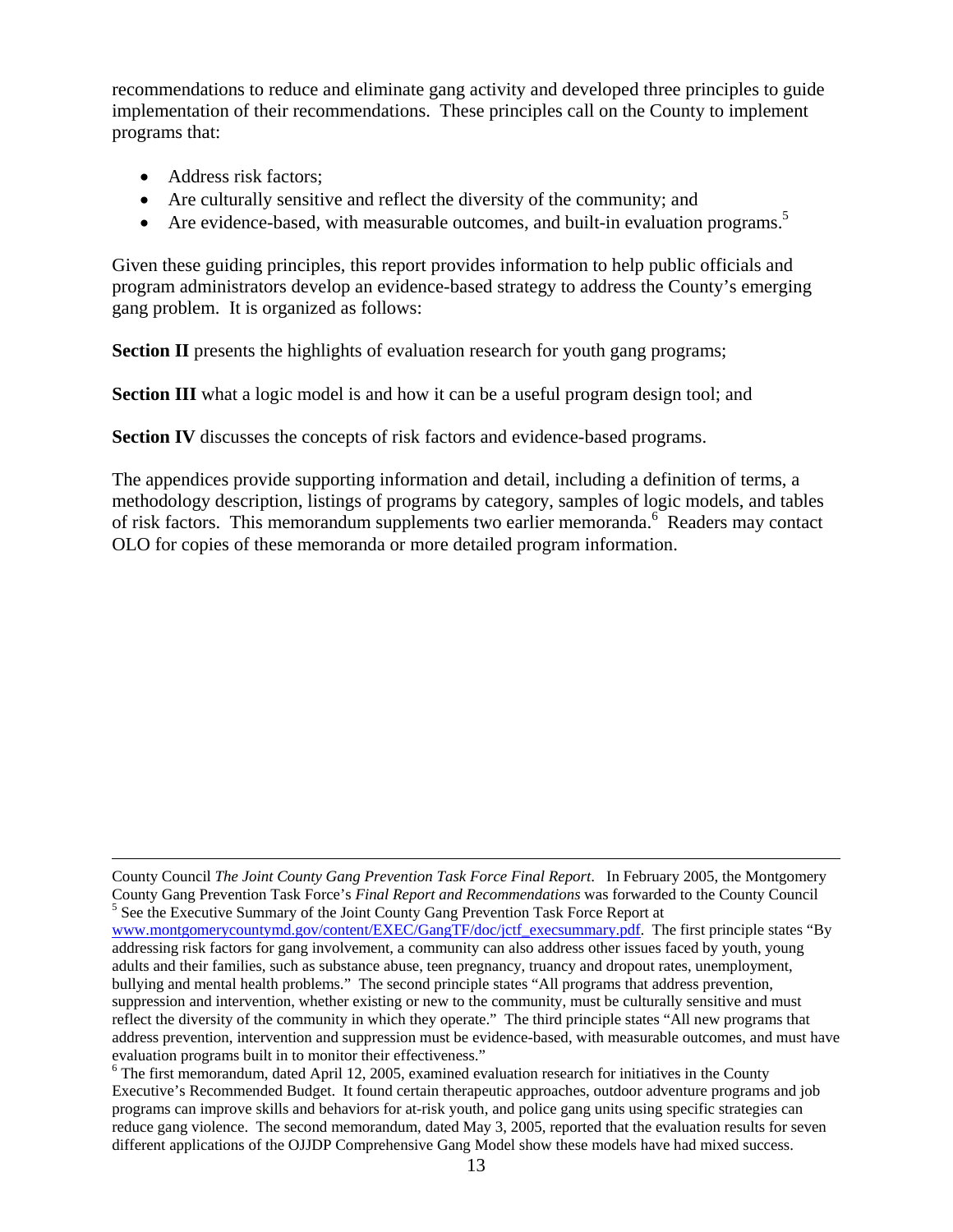recommendations to reduce and eliminate gang activity and developed three principles to guide implementation of their recommendations. These principles call on the County to implement programs that:

- Address risk factors;
- Are culturally sensitive and reflect the diversity of the community; and
- Are evidence-based, with measurable outcomes, and built-in evaluation programs.[5]

Given these guiding principles, this report provides information to help public officials and program administrators develop an evidence-based strategy to address the County's emerging gang problem. It is organized as follows:

**Section II** presents the highlights of evaluation research for youth gang programs;

**Section III** what a logic model is and how it can be a useful program design tool; and

**Section IV** discusses the concepts of risk factors and evidence-based programs.

The appendices provide supporting information and detail, including a definition of terms, a methodology description, listings of programs by category, samples of logic models, and tables of risk factors. This memorandum supplements two earlier memoranda.[6] Readers may contact OLO for copies of these memoranda or more detailed program information.

---

County Council *The Joint County Gang Prevention Task Force Final Report*. In February 2005, the Montgomery County Gang Prevention Task Force's *Final Report and Recommendations* was forwarded to the County Council

[5] See the Executive Summary of the Joint County Gang Prevention Task Force Report at www.montgomerycountymd.gov/content/EXEC/GangTF/doc/jctf_execsummary.pdf. The first principle states "By addressing risk factors for gang involvement, a community can also address other issues faced by youth, young adults and their families, such as substance abuse, teen pregnancy, truancy and dropout rates, unemployment, bullying and mental health problems." The second principle states "All programs that address prevention, suppression and intervention, whether existing or new to the community, must be culturally sensitive and must reflect the diversity of the community in which they operate." The third principle states "All new programs that address prevention, intervention and suppression must be evidence-based, with measurable outcomes, and must have evaluation programs built in to monitor their effectiveness."

[6] The first memorandum, dated April 12, 2005, examined evaluation research for initiatives in the County Executive's Recommended Budget. It found certain therapeutic approaches, outdoor adventure programs and job programs can improve skills and behaviors for at-risk youth, and police gang units using specific strategies can reduce gang violence. The second memorandum, dated May 3, 2005, reported that the evaluation results for seven different applications of the OJJDP Comprehensive Gang Model show these models have had mixed success.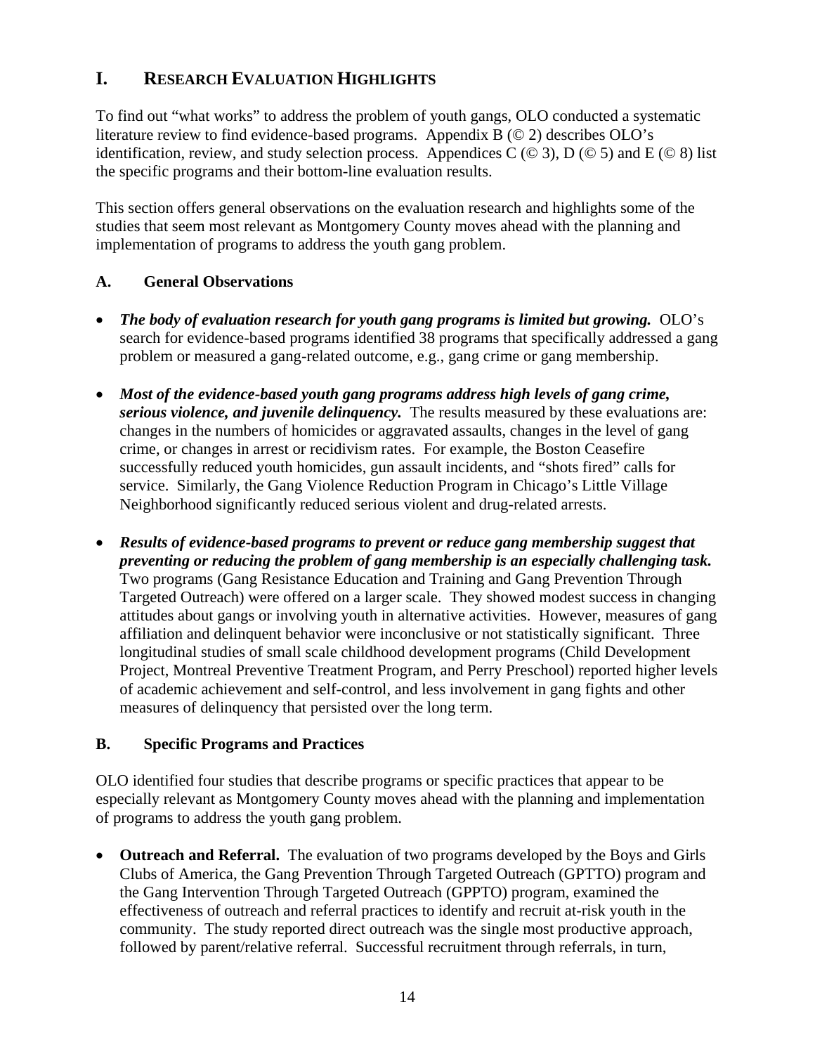# I. Research Evaluation Highlights

To find out "what works" to address the problem of youth gangs, OLO conducted a systematic literature review to find evidence-based programs. Appendix B (© 2) describes OLO's identification, review, and study selection process. Appendices C (© 3), D (© 5) and E (© 8) list the specific programs and their bottom-line evaluation results.

This section offers general observations on the evaluation research and highlights some of the studies that seem most relevant as Montgomery County moves ahead with the planning and implementation of programs to address the youth gang problem.

## A. General Observations

- ***The body of evaluation research for youth gang programs is limited but growing.*** OLO's search for evidence-based programs identified 38 programs that specifically addressed a gang problem or measured a gang-related outcome, e.g., gang crime or gang membership.

- ***Most of the evidence-based youth gang programs address high levels of gang crime, serious violence, and juvenile delinquency.*** The results measured by these evaluations are: changes in the numbers of homicides or aggravated assaults, changes in the level of gang crime, or changes in arrest or recidivism rates. For example, the Boston Ceasefire successfully reduced youth homicides, gun assault incidents, and "shots fired" calls for service. Similarly, the Gang Violence Reduction Program in Chicago's Little Village Neighborhood significantly reduced serious violent and drug-related arrests.

- ***Results of evidence-based programs to prevent or reduce gang membership suggest that preventing or reducing the problem of gang membership is an especially challenging task.*** Two programs (Gang Resistance Education and Training and Gang Prevention Through Targeted Outreach) were offered on a larger scale. They showed modest success in changing attitudes about gangs or involving youth in alternative activities. However, measures of gang affiliation and delinquent behavior were inconclusive or not statistically significant. Three longitudinal studies of small scale childhood development programs (Child Development Project, Montreal Preventive Treatment Program, and Perry Preschool) reported higher levels of academic achievement and self-control, and less involvement in gang fights and other measures of delinquency that persisted over the long term.

## B. Specific Programs and Practices

OLO identified four studies that describe programs or specific practices that appear to be especially relevant as Montgomery County moves ahead with the planning and implementation of programs to address the youth gang problem.

- **Outreach and Referral.** The evaluation of two programs developed by the Boys and Girls Clubs of America, the Gang Prevention Through Targeted Outreach (GPTTO) program and the Gang Intervention Through Targeted Outreach (GPPTO) program, examined the effectiveness of outreach and referral practices to identify and recruit at-risk youth in the community. The study reported direct outreach was the single most productive approach, followed by parent/relative referral. Successful recruitment through referrals, in turn,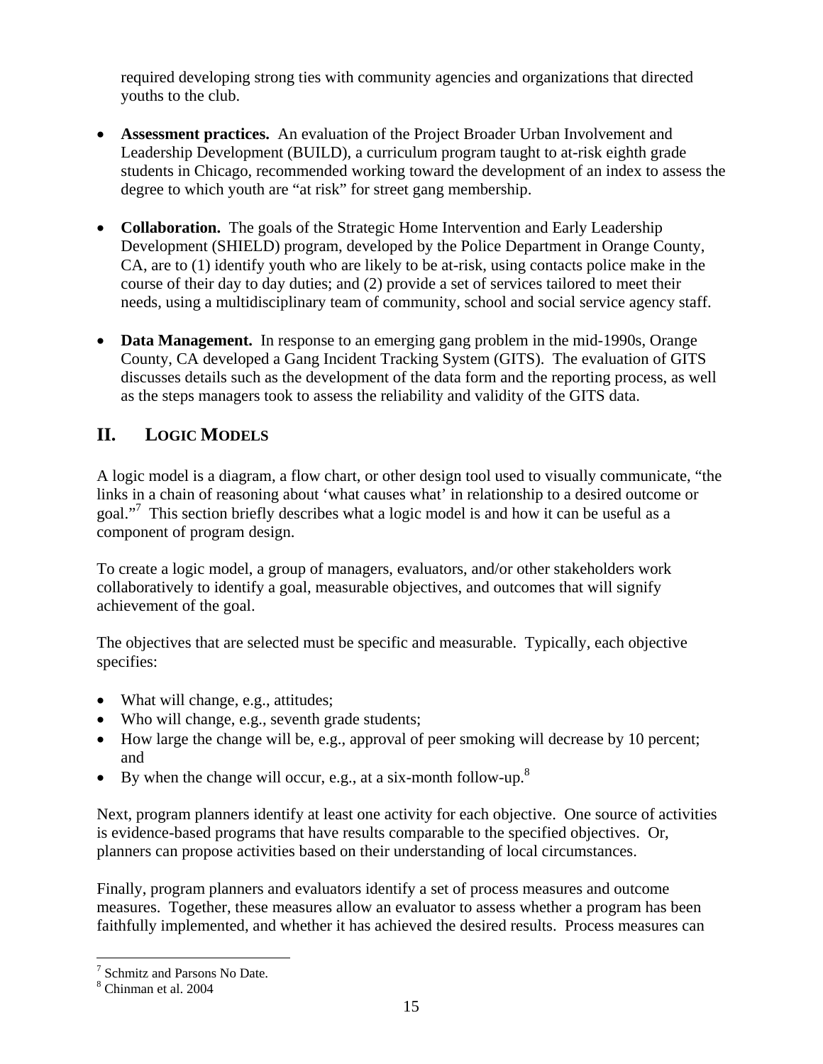required developing strong ties with community agencies and organizations that directed youths to the club.

- **Assessment practices.** An evaluation of the Project Broader Urban Involvement and Leadership Development (BUILD), a curriculum program taught to at-risk eighth grade students in Chicago, recommended working toward the development of an index to assess the degree to which youth are "at risk" for street gang membership.

- **Collaboration.** The goals of the Strategic Home Intervention and Early Leadership Development (SHIELD) program, developed by the Police Department in Orange County, CA, are to (1) identify youth who are likely to be at-risk, using contacts police make in the course of their day to day duties; and (2) provide a set of services tailored to meet their needs, using a multidisciplinary team of community, school and social service agency staff.

- **Data Management.** In response to an emerging gang problem in the mid-1990s, Orange County, CA developed a Gang Incident Tracking System (GITS). The evaluation of GITS discusses details such as the development of the data form and the reporting process, as well as the steps managers took to assess the reliability and validity of the GITS data.

## II. LOGIC MODELS

A logic model is a diagram, a flow chart, or other design tool used to visually communicate, "the links in a chain of reasoning about 'what causes what' in relationship to a desired outcome or goal."[7] This section briefly describes what a logic model is and how it can be useful as a component of program design.

To create a logic model, a group of managers, evaluators, and/or other stakeholders work collaboratively to identify a goal, measurable objectives, and outcomes that will signify achievement of the goal.

The objectives that are selected must be specific and measurable. Typically, each objective specifies:

- What will change, e.g., attitudes;
- Who will change, e.g., seventh grade students;
- How large the change will be, e.g., approval of peer smoking will decrease by 10 percent; and
- By when the change will occur, e.g., at a six-month follow-up.[8]

Next, program planners identify at least one activity for each objective. One source of activities is evidence-based programs that have results comparable to the specified objectives. Or, planners can propose activities based on their understanding of local circumstances.

Finally, program planners and evaluators identify a set of process measures and outcome measures. Together, these measures allow an evaluator to assess whether a program has been faithfully implemented, and whether it has achieved the desired results. Process measures can

---

[7] Schmitz and Parsons No Date.

[8] Chinman et al. 2004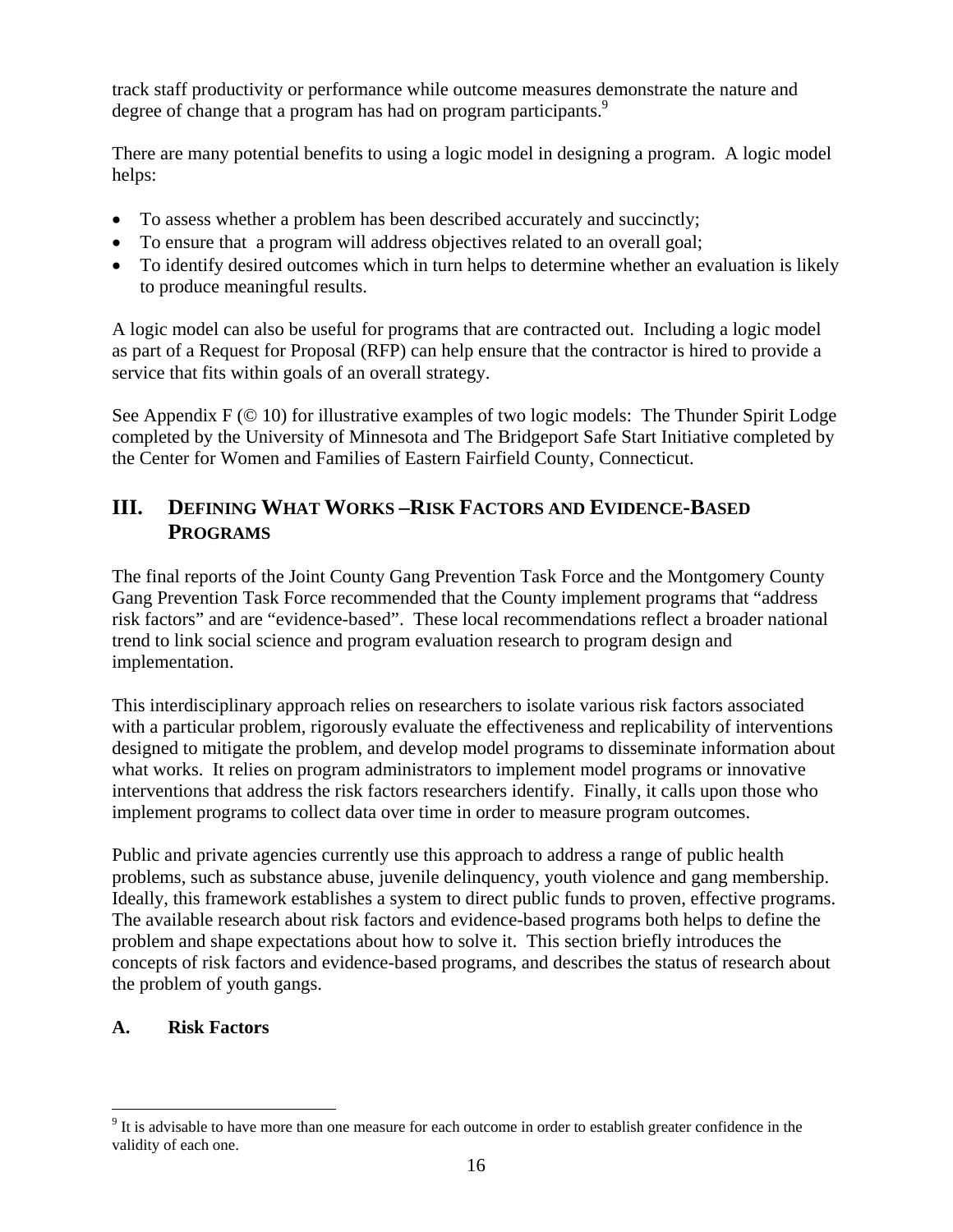track staff productivity or performance while outcome measures demonstrate the nature and degree of change that a program has had on program participants.[9]

There are many potential benefits to using a logic model in designing a program. A logic model helps:

- To assess whether a problem has been described accurately and succinctly;
- To ensure that a program will address objectives related to an overall goal;
- To identify desired outcomes which in turn helps to determine whether an evaluation is likely to produce meaningful results.

A logic model can also be useful for programs that are contracted out. Including a logic model as part of a Request for Proposal (RFP) can help ensure that the contractor is hired to provide a service that fits within goals of an overall strategy.

See Appendix F (© 10) for illustrative examples of two logic models: The Thunder Spirit Lodge completed by the University of Minnesota and The Bridgeport Safe Start Initiative completed by the Center for Women and Families of Eastern Fairfield County, Connecticut.

## III. DEFINING WHAT WORKS –RISK FACTORS AND EVIDENCE-BASED PROGRAMS

The final reports of the Joint County Gang Prevention Task Force and the Montgomery County Gang Prevention Task Force recommended that the County implement programs that "address risk factors" and are "evidence-based". These local recommendations reflect a broader national trend to link social science and program evaluation research to program design and implementation.

This interdisciplinary approach relies on researchers to isolate various risk factors associated with a particular problem, rigorously evaluate the effectiveness and replicability of interventions designed to mitigate the problem, and develop model programs to disseminate information about what works. It relies on program administrators to implement model programs or innovative interventions that address the risk factors researchers identify. Finally, it calls upon those who implement programs to collect data over time in order to measure program outcomes.

Public and private agencies currently use this approach to address a range of public health problems, such as substance abuse, juvenile delinquency, youth violence and gang membership. Ideally, this framework establishes a system to direct public funds to proven, effective programs. The available research about risk factors and evidence-based programs both helps to define the problem and shape expectations about how to solve it. This section briefly introduces the concepts of risk factors and evidence-based programs, and describes the status of research about the problem of youth gangs.

### A. Risk Factors

[9] It is advisable to have more than one measure for each outcome in order to establish greater confidence in the validity of each one.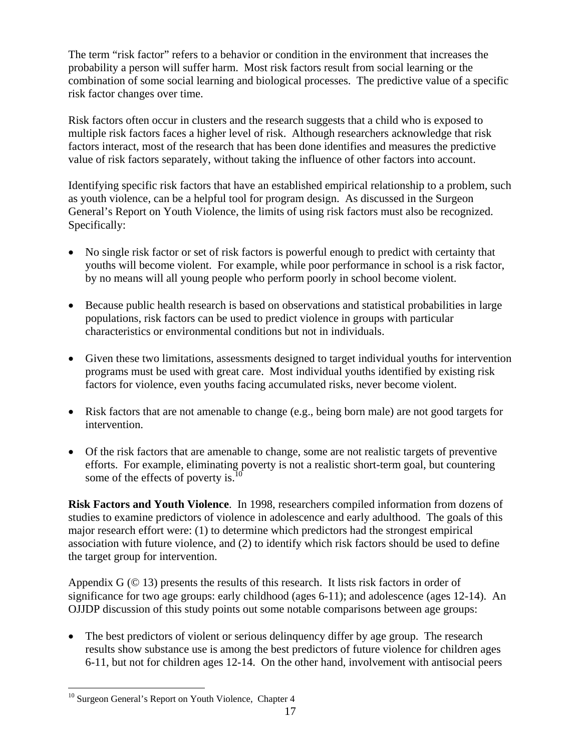The term "risk factor" refers to a behavior or condition in the environment that increases the probability a person will suffer harm. Most risk factors result from social learning or the combination of some social learning and biological processes. The predictive value of a specific risk factor changes over time.

Risk factors often occur in clusters and the research suggests that a child who is exposed to multiple risk factors faces a higher level of risk. Although researchers acknowledge that risk factors interact, most of the research that has been done identifies and measures the predictive value of risk factors separately, without taking the influence of other factors into account.

Identifying specific risk factors that have an established empirical relationship to a problem, such as youth violence, can be a helpful tool for program design. As discussed in the Surgeon General's Report on Youth Violence, the limits of using risk factors must also be recognized. Specifically:

- No single risk factor or set of risk factors is powerful enough to predict with certainty that youths will become violent. For example, while poor performance in school is a risk factor, by no means will all young people who perform poorly in school become violent.
- Because public health research is based on observations and statistical probabilities in large populations, risk factors can be used to predict violence in groups with particular characteristics or environmental conditions but not in individuals.
- Given these two limitations, assessments designed to target individual youths for intervention programs must be used with great care. Most individual youths identified by existing risk factors for violence, even youths facing accumulated risks, never become violent.
- Risk factors that are not amenable to change (e.g., being born male) are not good targets for intervention.
- Of the risk factors that are amenable to change, some are not realistic targets of preventive efforts. For example, eliminating poverty is not a realistic short-term goal, but countering some of the effects of poverty is.[10]

**Risk Factors and Youth Violence**. In 1998, researchers compiled information from dozens of studies to examine predictors of violence in adolescence and early adulthood. The goals of this major research effort were: (1) to determine which predictors had the strongest empirical association with future violence, and (2) to identify which risk factors should be used to define the target group for intervention.

Appendix G (© 13) presents the results of this research. It lists risk factors in order of significance for two age groups: early childhood (ages 6-11); and adolescence (ages 12-14). An OJJDP discussion of this study points out some notable comparisons between age groups:

- The best predictors of violent or serious delinquency differ by age group. The research results show substance use is among the best predictors of future violence for children ages 6-11, but not for children ages 12-14. On the other hand, involvement with antisocial peers

[10] Surgeon General's Report on Youth Violence, Chapter 4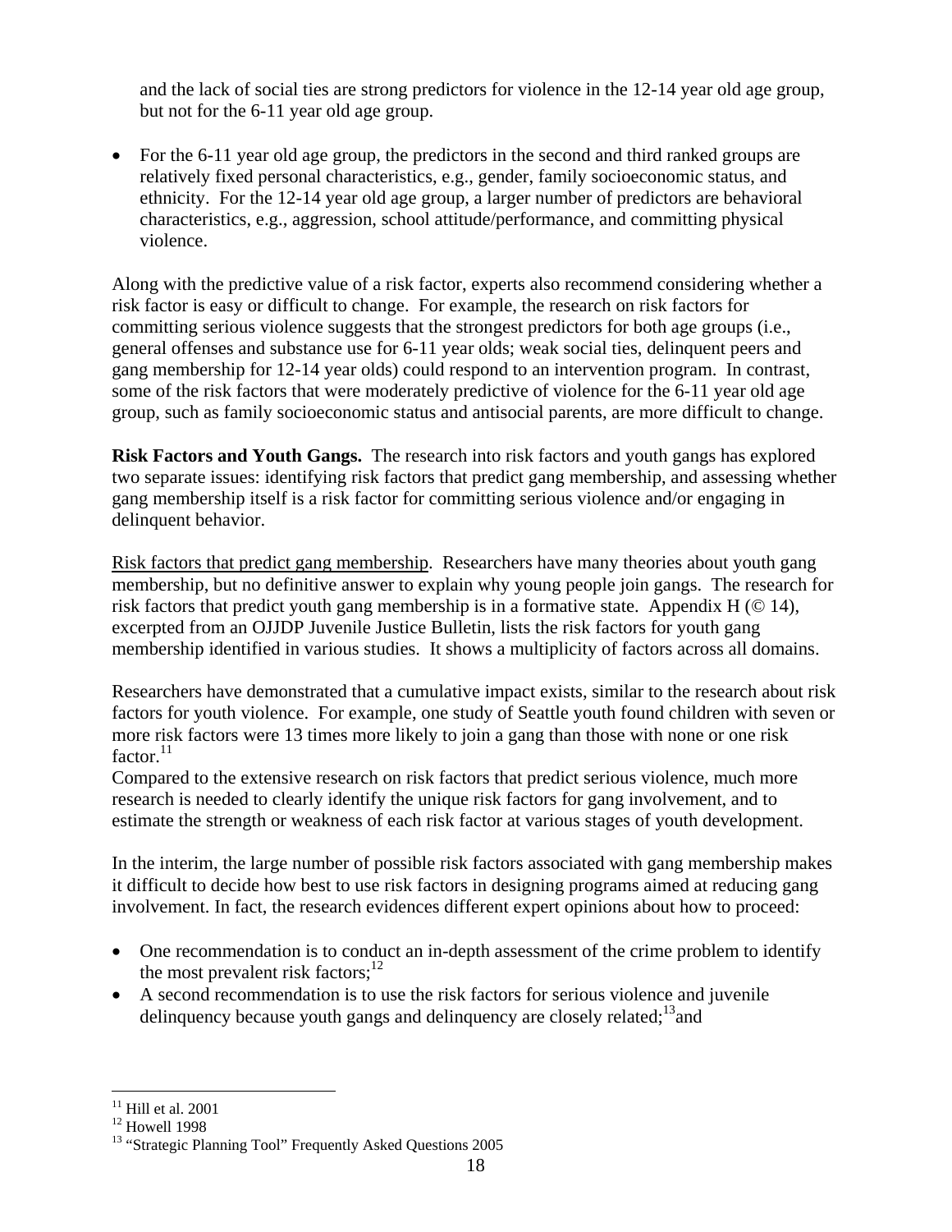and the lack of social ties are strong predictors for violence in the 12-14 year old age group, but not for the 6-11 year old age group.

- For the 6-11 year old age group, the predictors in the second and third ranked groups are relatively fixed personal characteristics, e.g., gender, family socioeconomic status, and ethnicity. For the 12-14 year old age group, a larger number of predictors are behavioral characteristics, e.g., aggression, school attitude/performance, and committing physical violence.

Along with the predictive value of a risk factor, experts also recommend considering whether a risk factor is easy or difficult to change. For example, the research on risk factors for committing serious violence suggests that the strongest predictors for both age groups (i.e., general offenses and substance use for 6-11 year olds; weak social ties, delinquent peers and gang membership for 12-14 year olds) could respond to an intervention program. In contrast, some of the risk factors that were moderately predictive of violence for the 6-11 year old age group, such as family socioeconomic status and antisocial parents, are more difficult to change.

**Risk Factors and Youth Gangs.** The research into risk factors and youth gangs has explored two separate issues: identifying risk factors that predict gang membership, and assessing whether gang membership itself is a risk factor for committing serious violence and/or engaging in delinquent behavior.

Risk factors that predict gang membership. Researchers have many theories about youth gang membership, but no definitive answer to explain why young people join gangs. The research for risk factors that predict youth gang membership is in a formative state. Appendix H (© 14), excerpted from an OJJDP Juvenile Justice Bulletin, lists the risk factors for youth gang membership identified in various studies. It shows a multiplicity of factors across all domains.

Researchers have demonstrated that a cumulative impact exists, similar to the research about risk factors for youth violence. For example, one study of Seattle youth found children with seven or more risk factors were 13 times more likely to join a gang than those with none or one risk factor.[11]

Compared to the extensive research on risk factors that predict serious violence, much more research is needed to clearly identify the unique risk factors for gang involvement, and to estimate the strength or weakness of each risk factor at various stages of youth development.

In the interim, the large number of possible risk factors associated with gang membership makes it difficult to decide how best to use risk factors in designing programs aimed at reducing gang involvement. In fact, the research evidences different expert opinions about how to proceed:

- One recommendation is to conduct an in-depth assessment of the crime problem to identify the most prevalent risk factors;[12]
- A second recommendation is to use the risk factors for serious violence and juvenile delinquency because youth gangs and delinquency are closely related;[13] and

---

[11] Hill et al. 2001
[12] Howell 1998
[13] "Strategic Planning Tool" Frequently Asked Questions 2005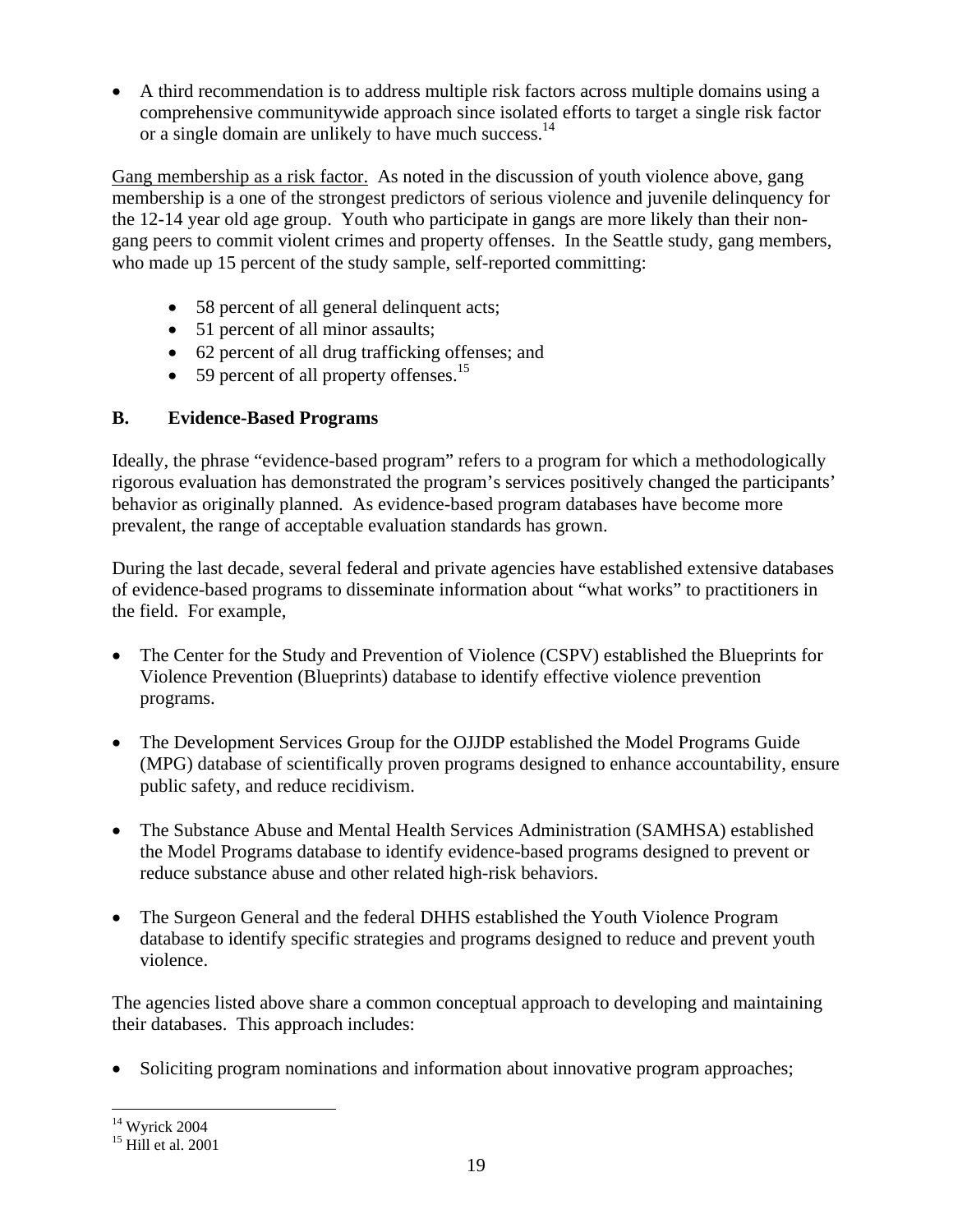- A third recommendation is to address multiple risk factors across multiple domains using a comprehensive communitywide approach since isolated efforts to target a single risk factor or a single domain are unlikely to have much success.[14]

Gang membership as a risk factor. As noted in the discussion of youth violence above, gang membership is a one of the strongest predictors of serious violence and juvenile delinquency for the 12-14 year old age group. Youth who participate in gangs are more likely than their non-gang peers to commit violent crimes and property offenses. In the Seattle study, gang members, who made up 15 percent of the study sample, self-reported committing:

- 58 percent of all general delinquent acts;
- 51 percent of all minor assaults;
- 62 percent of all drug trafficking offenses; and
- 59 percent of all property offenses.[15]

## B. Evidence-Based Programs

Ideally, the phrase "evidence-based program" refers to a program for which a methodologically rigorous evaluation has demonstrated the program's services positively changed the participants' behavior as originally planned. As evidence-based program databases have become more prevalent, the range of acceptable evaluation standards has grown.

During the last decade, several federal and private agencies have established extensive databases of evidence-based programs to disseminate information about "what works" to practitioners in the field. For example,

- The Center for the Study and Prevention of Violence (CSPV) established the Blueprints for Violence Prevention (Blueprints) database to identify effective violence prevention programs.

- The Development Services Group for the OJJDP established the Model Programs Guide (MPG) database of scientifically proven programs designed to enhance accountability, ensure public safety, and reduce recidivism.

- The Substance Abuse and Mental Health Services Administration (SAMHSA) established the Model Programs database to identify evidence-based programs designed to prevent or reduce substance abuse and other related high-risk behaviors.

- The Surgeon General and the federal DHHS established the Youth Violence Program database to identify specific strategies and programs designed to reduce and prevent youth violence.

The agencies listed above share a common conceptual approach to developing and maintaining their databases. This approach includes:

- Soliciting program nominations and information about innovative program approaches;

---

[14] Wyrick 2004
[15] Hill et al. 2001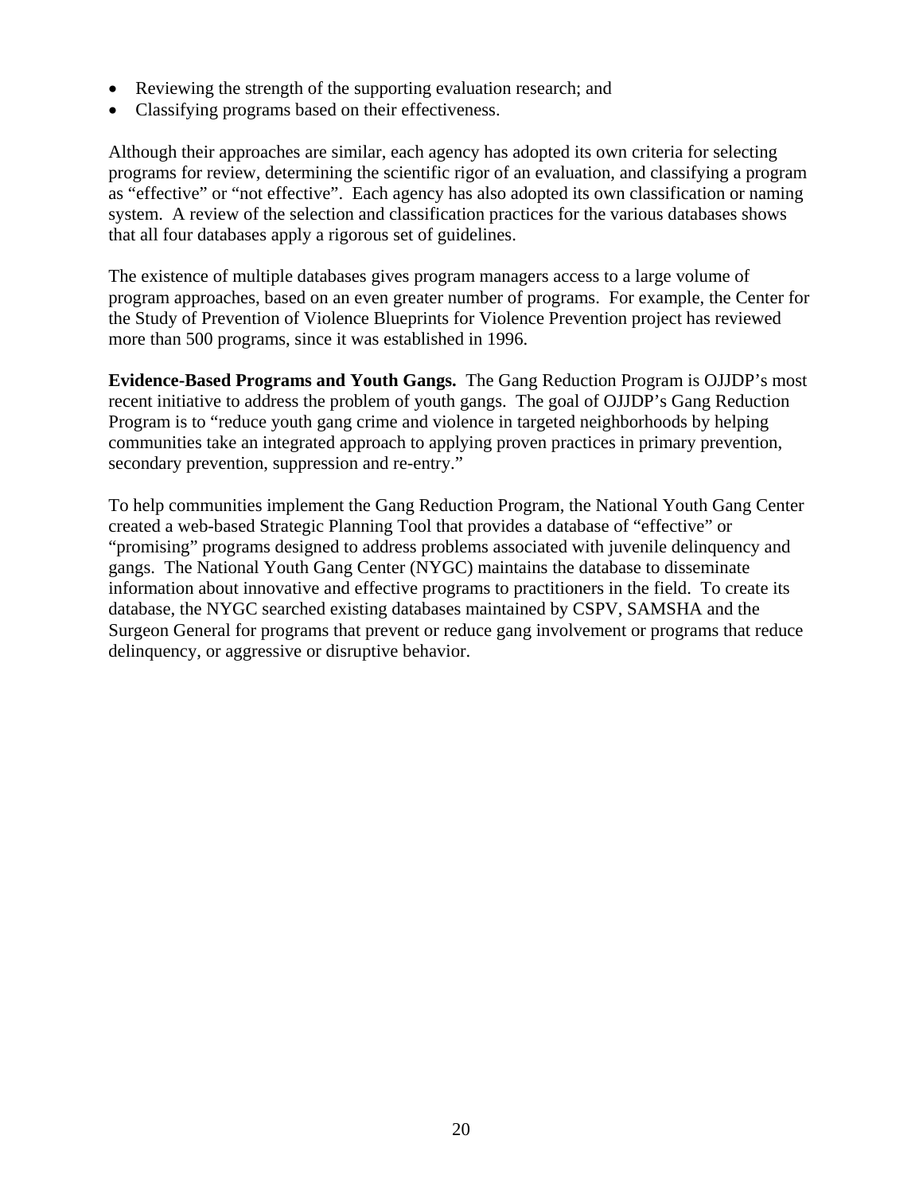- Reviewing the strength of the supporting evaluation research; and
- Classifying programs based on their effectiveness.

Although their approaches are similar, each agency has adopted its own criteria for selecting programs for review, determining the scientific rigor of an evaluation, and classifying a program as "effective" or "not effective". Each agency has also adopted its own classification or naming system. A review of the selection and classification practices for the various databases shows that all four databases apply a rigorous set of guidelines.

The existence of multiple databases gives program managers access to a large volume of program approaches, based on an even greater number of programs. For example, the Center for the Study of Prevention of Violence Blueprints for Violence Prevention project has reviewed more than 500 programs, since it was established in 1996.

**Evidence-Based Programs and Youth Gangs.** The Gang Reduction Program is OJJDP's most recent initiative to address the problem of youth gangs. The goal of OJJDP's Gang Reduction Program is to "reduce youth gang crime and violence in targeted neighborhoods by helping communities take an integrated approach to applying proven practices in primary prevention, secondary prevention, suppression and re-entry."

To help communities implement the Gang Reduction Program, the National Youth Gang Center created a web-based Strategic Planning Tool that provides a database of "effective" or "promising" programs designed to address problems associated with juvenile delinquency and gangs. The National Youth Gang Center (NYGC) maintains the database to disseminate information about innovative and effective programs to practitioners in the field. To create its database, the NYGC searched existing databases maintained by CSPV, SAMSHA and the Surgeon General for programs that prevent or reduce gang involvement or programs that reduce delinquency, or aggressive or disruptive behavior.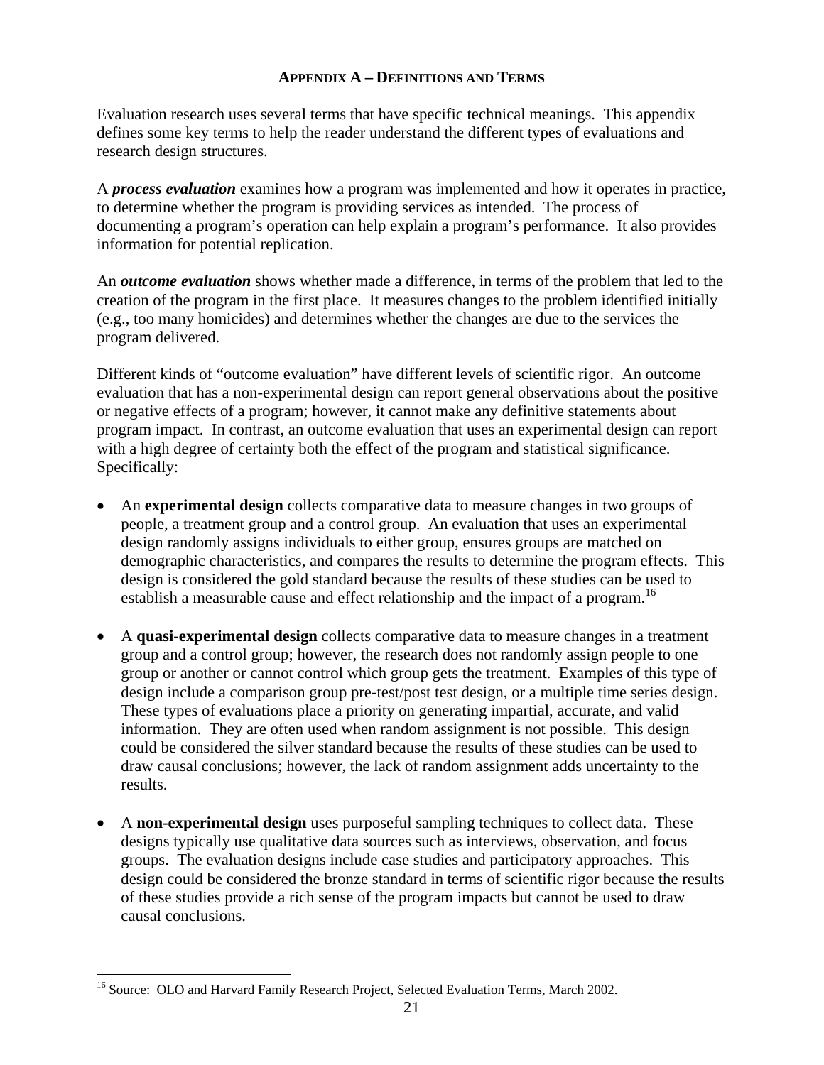## Appendix A – Definitions and Terms

Evaluation research uses several terms that have specific technical meanings. This appendix defines some key terms to help the reader understand the different types of evaluations and research design structures.

A ***process evaluation*** examines how a program was implemented and how it operates in practice, to determine whether the program is providing services as intended. The process of documenting a program's operation can help explain a program's performance. It also provides information for potential replication.

An ***outcome evaluation*** shows whether made a difference, in terms of the problem that led to the creation of the program in the first place. It measures changes to the problem identified initially (e.g., too many homicides) and determines whether the changes are due to the services the program delivered.

Different kinds of "outcome evaluation" have different levels of scientific rigor. An outcome evaluation that has a non-experimental design can report general observations about the positive or negative effects of a program; however, it cannot make any definitive statements about program impact. In contrast, an outcome evaluation that uses an experimental design can report with a high degree of certainty both the effect of the program and statistical significance. Specifically:

- An **experimental design** collects comparative data to measure changes in two groups of people, a treatment group and a control group. An evaluation that uses an experimental design randomly assigns individuals to either group, ensures groups are matched on demographic characteristics, and compares the results to determine the program effects. This design is considered the gold standard because the results of these studies can be used to establish a measurable cause and effect relationship and the impact of a program.[16]

- A **quasi-experimental design** collects comparative data to measure changes in a treatment group and a control group; however, the research does not randomly assign people to one group or another or cannot control which group gets the treatment. Examples of this type of design include a comparison group pre-test/post test design, or a multiple time series design. These types of evaluations place a priority on generating impartial, accurate, and valid information. They are often used when random assignment is not possible. This design could be considered the silver standard because the results of these studies can be used to draw causal conclusions; however, the lack of random assignment adds uncertainty to the results.

- A **non-experimental design** uses purposeful sampling techniques to collect data. These designs typically use qualitative data sources such as interviews, observation, and focus groups. The evaluation designs include case studies and participatory approaches. This design could be considered the bronze standard in terms of scientific rigor because the results of these studies provide a rich sense of the program impacts but cannot be used to draw causal conclusions.

---

[16] Source: OLO and Harvard Family Research Project, Selected Evaluation Terms, March 2002.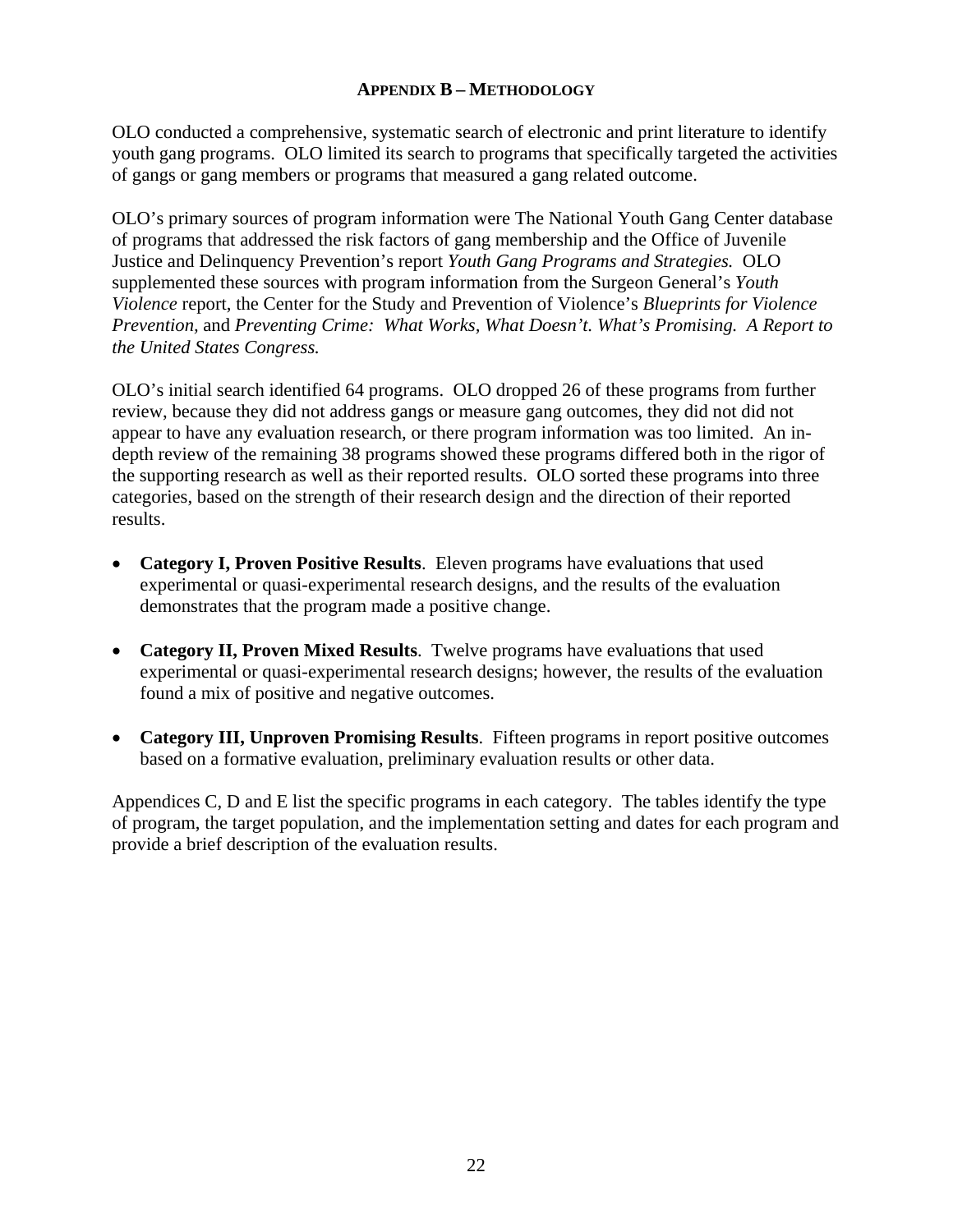## APPENDIX B – METHODOLOGY

OLO conducted a comprehensive, systematic search of electronic and print literature to identify youth gang programs. OLO limited its search to programs that specifically targeted the activities of gangs or gang members or programs that measured a gang related outcome.

OLO's primary sources of program information were The National Youth Gang Center database of programs that addressed the risk factors of gang membership and the Office of Juvenile Justice and Delinquency Prevention's report *Youth Gang Programs and Strategies.* OLO supplemented these sources with program information from the Surgeon General's *Youth Violence* report, the Center for the Study and Prevention of Violence's *Blueprints for Violence Prevention,* and *Preventing Crime: What Works, What Doesn't. What's Promising. A Report to the United States Congress.*

OLO's initial search identified 64 programs. OLO dropped 26 of these programs from further review, because they did not address gangs or measure gang outcomes, they did not did not appear to have any evaluation research, or there program information was too limited. An in-depth review of the remaining 38 programs showed these programs differed both in the rigor of the supporting research as well as their reported results. OLO sorted these programs into three categories, based on the strength of their research design and the direction of their reported results.

- **Category I, Proven Positive Results**. Eleven programs have evaluations that used experimental or quasi-experimental research designs, and the results of the evaluation demonstrates that the program made a positive change.

- **Category II, Proven Mixed Results**. Twelve programs have evaluations that used experimental or quasi-experimental research designs; however, the results of the evaluation found a mix of positive and negative outcomes.

- **Category III, Unproven Promising Results**. Fifteen programs in report positive outcomes based on a formative evaluation, preliminary evaluation results or other data.

Appendices C, D and E list the specific programs in each category. The tables identify the type of program, the target population, and the implementation setting and dates for each program and provide a brief description of the evaluation results.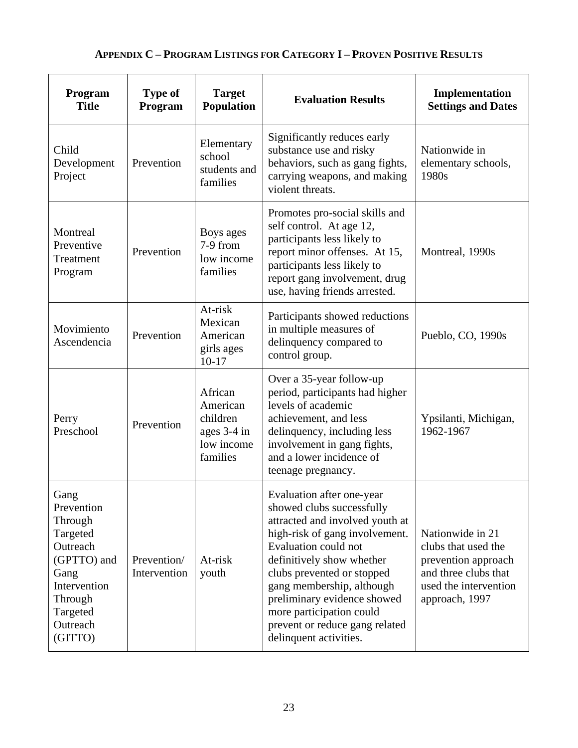## APPENDIX C – PROGRAM LISTINGS FOR CATEGORY I – PROVEN POSITIVE RESULTS

| Program Title | Type of Program | Target Population | Evaluation Results | Implementation Settings and Dates |
|---|---|---|---|---|
| Child Development Project | Prevention | Elementary school students and families | Significantly reduces early substance use and risky behaviors, such as gang fights, carrying weapons, and making violent threats. | Nationwide in elementary schools, 1980s |
| Montreal Preventive Treatment Program | Prevention | Boys ages 7-9 from low income families | Promotes pro-social skills and self control. At age 12, participants less likely to report minor offenses. At 15, participants less likely to report gang involvement, drug use, having friends arrested. | Montreal, 1990s |
| Movimiento Ascendencia | Prevention | At-risk Mexican American girls ages 10-17 | Participants showed reductions in multiple measures of delinquency compared to control group. | Pueblo, CO, 1990s |
| Perry Preschool | Prevention | African American children ages 3-4 in low income families | Over a 35-year follow-up period, participants had higher levels of academic achievement, and less delinquency, including less involvement in gang fights, and a lower incidence of teenage pregnancy. | Ypsilanti, Michigan, 1962-1967 |
| Gang Prevention Through Targeted Outreach (GPTTO) and Gang Intervention Through Targeted Outreach (GITTO) | Prevention/ Intervention | At-risk youth | Evaluation after one-year showed clubs successfully attracted and involved youth at high-risk of gang involvement. Evaluation could not definitively show whether clubs prevented or stopped gang membership, although preliminary evidence showed more participation could prevent or reduce gang related delinquent activities. | Nationwide in 21 clubs that used the prevention approach and three clubs that used the intervention approach, 1997 |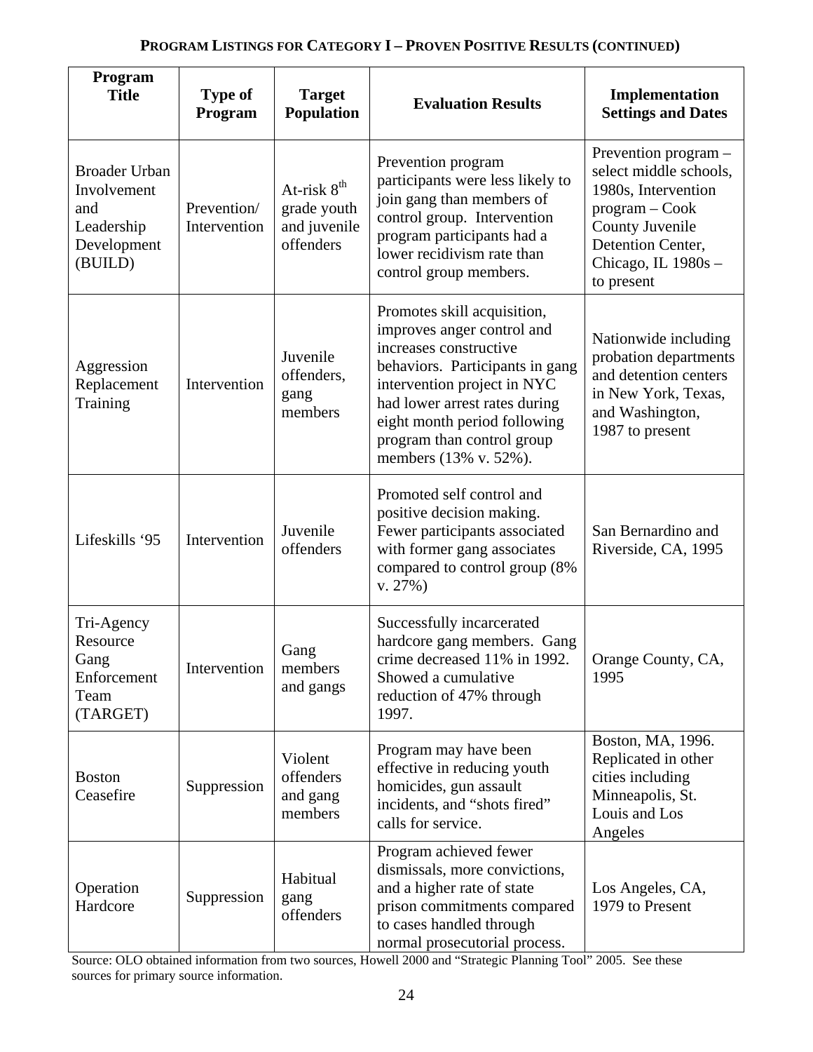**PROGRAM LISTINGS FOR CATEGORY I – PROVEN POSITIVE RESULTS (CONTINUED)**

| Program Title | Type of Program | Target Population | Evaluation Results | Implementation Settings and Dates |
|---|---|---|---|---|
| Broader Urban Involvement and Leadership Development (BUILD) | Prevention/ Intervention | At-risk 8th grade youth and juvenile offenders | Prevention program participants were less likely to join gang than members of control group. Intervention program participants had a lower recidivism rate than control group members. | Prevention program – select middle schools, 1980s, Intervention program – Cook County Juvenile Detention Center, Chicago, IL 1980s – to present |
| Aggression Replacement Training | Intervention | Juvenile offenders, gang members | Promotes skill acquisition, improves anger control and increases constructive behaviors. Participants in gang intervention project in NYC had lower arrest rates during eight month period following program than control group members (13% v. 52%). | Nationwide including probation departments and detention centers in New York, Texas, and Washington, 1987 to present |
| Lifeskills '95 | Intervention | Juvenile offenders | Promoted self control and positive decision making. Fewer participants associated with former gang associates compared to control group (8% v. 27%) | San Bernardino and Riverside, CA, 1995 |
| Tri-Agency Resource Gang Enforcement Team (TARGET) | Intervention | Gang members and gangs | Successfully incarcerated hardcore gang members. Gang crime decreased 11% in 1992. Showed a cumulative reduction of 47% through 1997. | Orange County, CA, 1995 |
| Boston Ceasefire | Suppression | Violent offenders and gang members | Program may have been effective in reducing youth homicides, gun assault incidents, and "shots fired" calls for service. | Boston, MA, 1996. Replicated in other cities including Minneapolis, St. Louis and Los Angeles |
| Operation Hardcore | Suppression | Habitual gang offenders | Program achieved fewer dismissals, more convictions, and a higher rate of state prison commitments compared to cases handled through normal prosecutorial process. | Los Angeles, CA, 1979 to Present |

Source: OLO obtained information from two sources, Howell 2000 and "Strategic Planning Tool" 2005. See these sources for primary source information.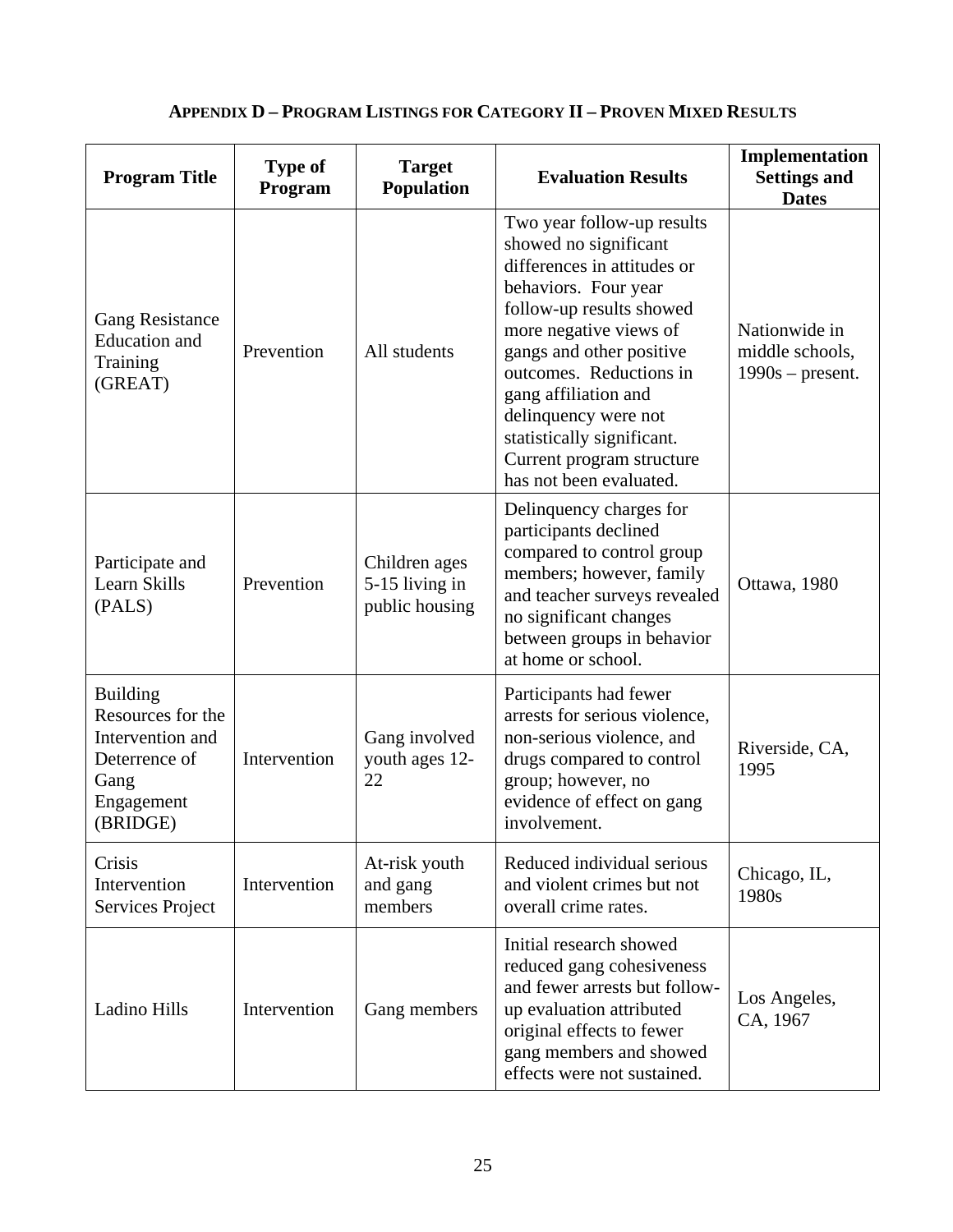## APPENDIX D – PROGRAM LISTINGS FOR CATEGORY II – PROVEN MIXED RESULTS

| Program Title | Type of Program | Target Population | Evaluation Results | Implementation Settings and Dates |
|---|---|---|---|---|
| Gang Resistance Education and Training (GREAT) | Prevention | All students | Two year follow-up results showed no significant differences in attitudes or behaviors. Four year follow-up results showed more negative views of gangs and other positive outcomes. Reductions in gang affiliation and delinquency were not statistically significant. Current program structure has not been evaluated. | Nationwide in middle schools, 1990s – present. |
| Participate and Learn Skills (PALS) | Prevention | Children ages 5-15 living in public housing | Delinquency charges for participants declined compared to control group members; however, family and teacher surveys revealed no significant changes between groups in behavior at home or school. | Ottawa, 1980 |
| Building Resources for the Intervention and Deterrence of Gang Engagement (BRIDGE) | Intervention | Gang involved youth ages 12-22 | Participants had fewer arrests for serious violence, non-serious violence, and drugs compared to control group; however, no evidence of effect on gang involvement. | Riverside, CA, 1995 |
| Crisis Intervention Services Project | Intervention | At-risk youth and gang members | Reduced individual serious and violent crimes but not overall crime rates. | Chicago, IL, 1980s |
| Ladino Hills | Intervention | Gang members | Initial research showed reduced gang cohesiveness and fewer arrests but follow-up evaluation attributed original effects to fewer gang members and showed effects were not sustained. | Los Angeles, CA, 1967 |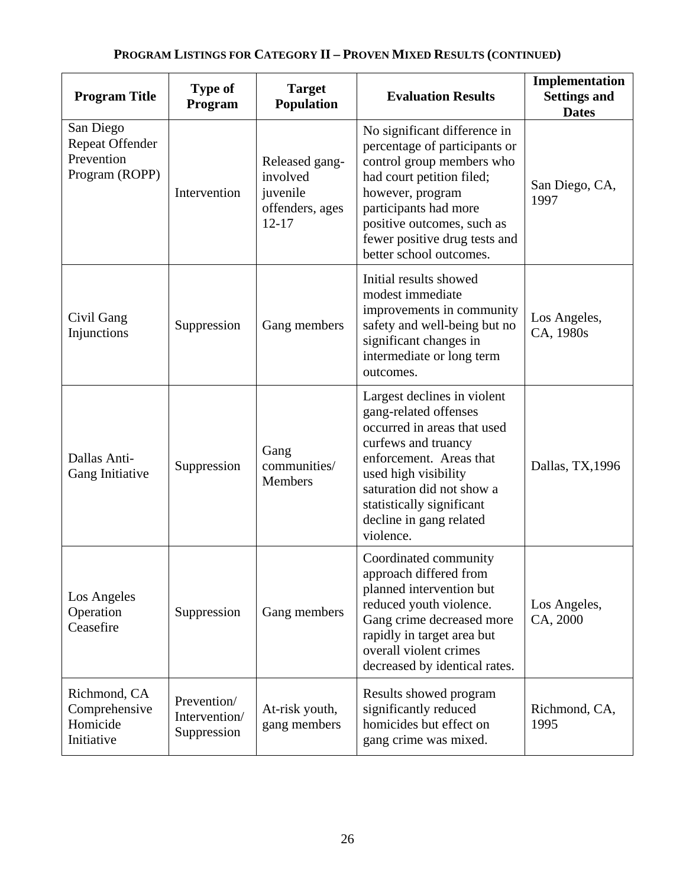## PROGRAM LISTINGS FOR CATEGORY II – PROVEN MIXED RESULTS (CONTINUED)

| Program Title | Type of Program | Target Population | Evaluation Results | Implementation Settings and Dates |
|---|---|---|---|---|
| San Diego Repeat Offender Prevention Program (ROPP) | Intervention | Released gang-involved juvenile offenders, ages 12-17 | No significant difference in percentage of participants or control group members who had court petition filed; however, program participants had more positive outcomes, such as fewer positive drug tests and better school outcomes. | San Diego, CA, 1997 |
| Civil Gang Injunctions | Suppression | Gang members | Initial results showed modest immediate improvements in community safety and well-being but no significant changes in intermediate or long term outcomes. | Los Angeles, CA, 1980s |
| Dallas Anti-Gang Initiative | Suppression | Gang communities/ Members | Largest declines in violent gang-related offenses occurred in areas that used curfews and truancy enforcement. Areas that used high visibility saturation did not show a statistically significant decline in gang related violence. | Dallas, TX,1996 |
| Los Angeles Operation Ceasefire | Suppression | Gang members | Coordinated community approach differed from planned intervention but reduced youth violence. Gang crime decreased more rapidly in target area but overall violent crimes decreased by identical rates. | Los Angeles, CA, 2000 |
| Richmond, CA Comprehensive Homicide Initiative | Prevention/ Intervention/ Suppression | At-risk youth, gang members | Results showed program significantly reduced homicides but effect on gang crime was mixed. | Richmond, CA, 1995 |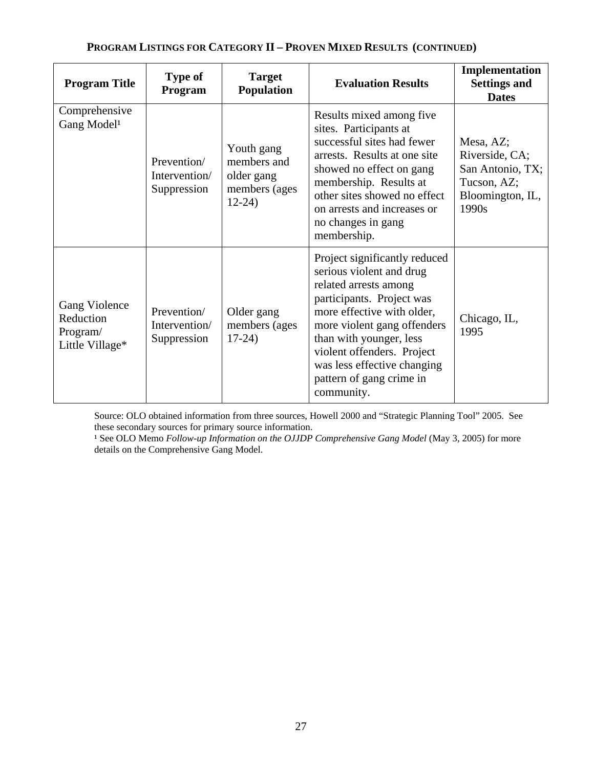**PROGRAM LISTINGS FOR CATEGORY II – PROVEN MIXED RESULTS (CONTINUED)**

| Program Title | Type of Program | Target Population | Evaluation Results | Implementation Settings and Dates |
|---|---|---|---|---|
| Comprehensive Gang Model[1] | Prevention/ Intervention/ Suppression | Youth gang members and older gang members (ages 12-24) | Results mixed among five sites. Participants at successful sites had fewer arrests. Results at one site showed no effect on gang membership. Results at other sites showed no effect on arrests and increases or no changes in gang membership. | Mesa, AZ; Riverside, CA; San Antonio, TX; Tucson, AZ; Bloomington, IL, 1990s |
| Gang Violence Reduction Program/ Little Village* | Prevention/ Intervention/ Suppression | Older gang members (ages 17-24) | Project significantly reduced serious violent and drug related arrests among participants. Project was more effective with older, more violent gang offenders than with younger, less violent offenders. Project was less effective changing pattern of gang crime in community. | Chicago, IL, 1995 |

Source: OLO obtained information from three sources, Howell 2000 and "Strategic Planning Tool" 2005. See these secondary sources for primary source information.
[1] See OLO Memo *Follow-up Information on the OJJDP Comprehensive Gang Model* (May 3, 2005) for more details on the Comprehensive Gang Model.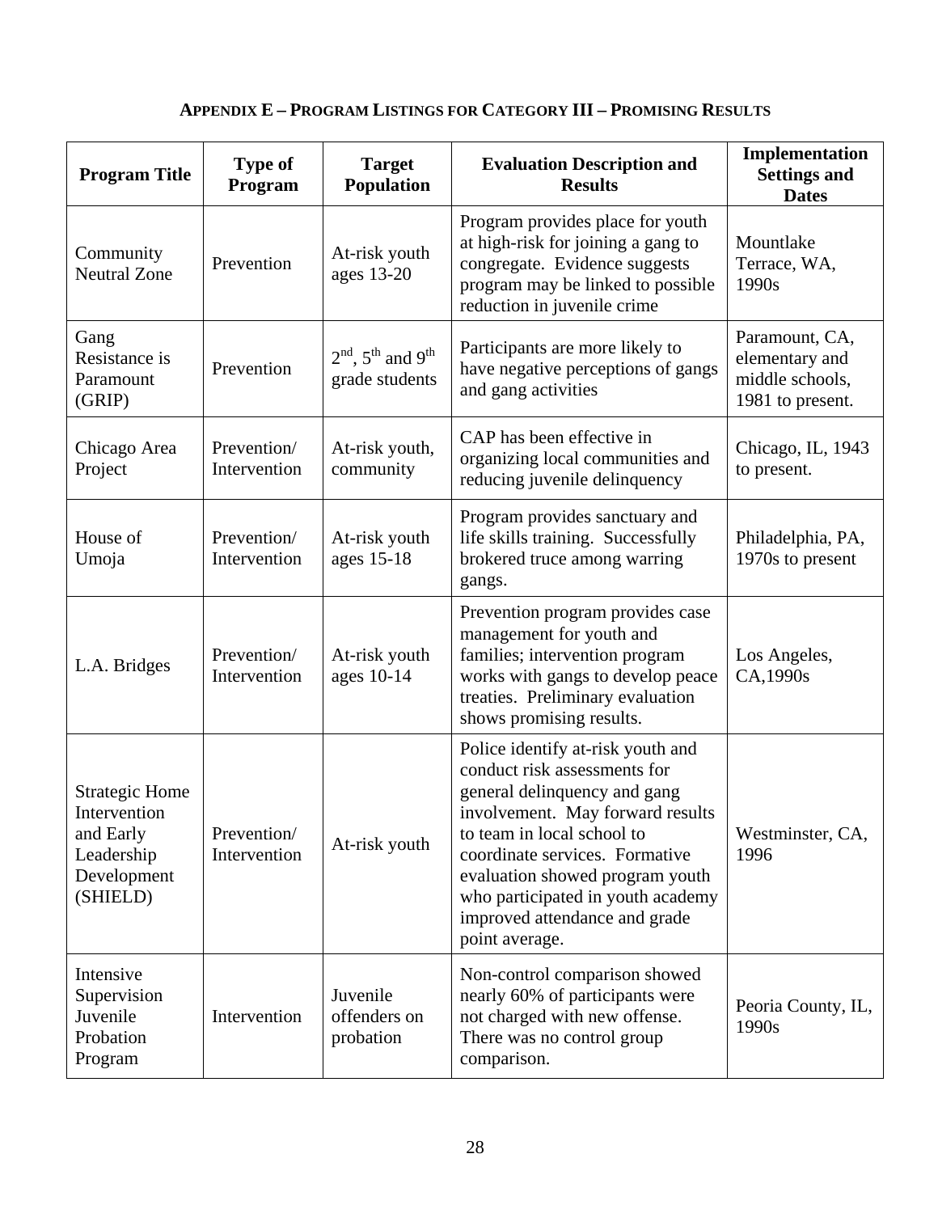**Appendix E – Program Listings for Category III – Promising Results**

| Program Title | Type of Program | Target Population | Evaluation Description and Results | Implementation Settings and Dates |
|---|---|---|---|---|
| Community Neutral Zone | Prevention | At-risk youth ages 13-20 | Program provides place for youth at high-risk for joining a gang to congregate. Evidence suggests program may be linked to possible reduction in juvenile crime | Mountlake Terrace, WA, 1990s |
| Gang Resistance is Paramount (GRIP) | Prevention | 2nd, 5th and 9th grade students | Participants are more likely to have negative perceptions of gangs and gang activities | Paramount, CA, elementary and middle schools, 1981 to present. |
| Chicago Area Project | Prevention/ Intervention | At-risk youth, community | CAP has been effective in organizing local communities and reducing juvenile delinquency | Chicago, IL, 1943 to present. |
| House of Umoja | Prevention/ Intervention | At-risk youth ages 15-18 | Program provides sanctuary and life skills training. Successfully brokered truce among warring gangs. | Philadelphia, PA, 1970s to present |
| L.A. Bridges | Prevention/ Intervention | At-risk youth ages 10-14 | Prevention program provides case management for youth and families; intervention program works with gangs to develop peace treaties. Preliminary evaluation shows promising results. | Los Angeles, CA,1990s |
| Strategic Home Intervention and Early Leadership Development (SHIELD) | Prevention/ Intervention | At-risk youth | Police identify at-risk youth and conduct risk assessments for general delinquency and gang involvement. May forward results to team in local school to coordinate services. Formative evaluation showed program youth who participated in youth academy improved attendance and grade point average. | Westminster, CA, 1996 |
| Intensive Supervision Juvenile Probation Program | Intervention | Juvenile offenders on probation | Non-control comparison showed nearly 60% of participants were not charged with new offense. There was no control group comparison. | Peoria County, IL, 1990s |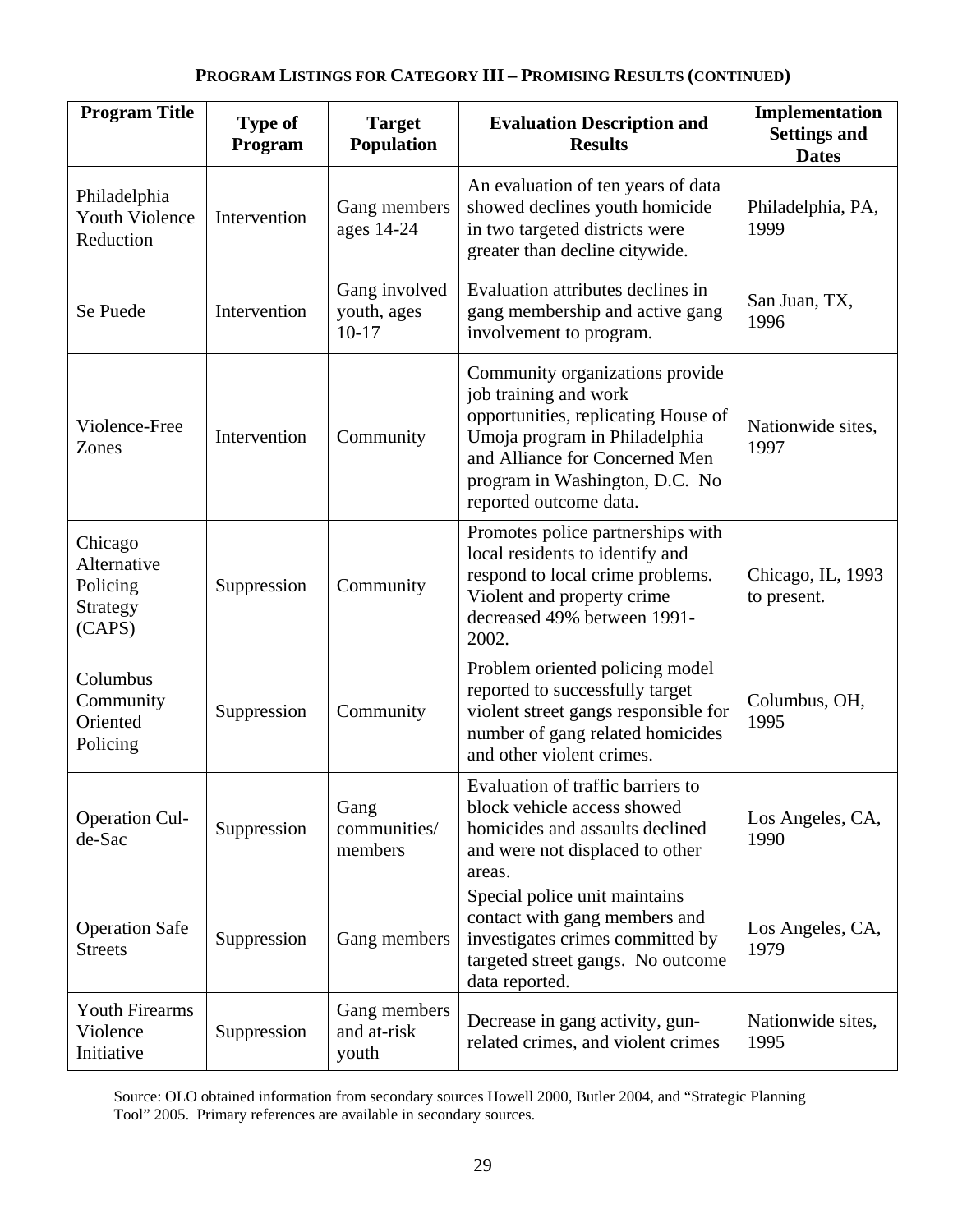**PROGRAM LISTINGS FOR CATEGORY III – PROMISING RESULTS (CONTINUED)**

| Program Title | Type of Program | Target Population | Evaluation Description and Results | Implementation Settings and Dates |
|---|---|---|---|---|
| Philadelphia Youth Violence Reduction | Intervention | Gang members ages 14-24 | An evaluation of ten years of data showed declines youth homicide in two targeted districts were greater than decline citywide. | Philadelphia, PA, 1999 |
| Se Puede | Intervention | Gang involved youth, ages 10-17 | Evaluation attributes declines in gang membership and active gang involvement to program. | San Juan, TX, 1996 |
| Violence-Free Zones | Intervention | Community | Community organizations provide job training and work opportunities, replicating House of Umoja program in Philadelphia and Alliance for Concerned Men program in Washington, D.C. No reported outcome data. | Nationwide sites, 1997 |
| Chicago Alternative Policing Strategy (CAPS) | Suppression | Community | Promotes police partnerships with local residents to identify and respond to local crime problems. Violent and property crime decreased 49% between 1991-2002. | Chicago, IL, 1993 to present. |
| Columbus Community Oriented Policing | Suppression | Community | Problem oriented policing model reported to successfully target violent street gangs responsible for number of gang related homicides and other violent crimes. | Columbus, OH, 1995 |
| Operation Cul-de-Sac | Suppression | Gang communities/ members | Evaluation of traffic barriers to block vehicle access showed homicides and assaults declined and were not displaced to other areas. | Los Angeles, CA, 1990 |
| Operation Safe Streets | Suppression | Gang members | Special police unit maintains contact with gang members and investigates crimes committed by targeted street gangs. No outcome data reported. | Los Angeles, CA, 1979 |
| Youth Firearms Violence Initiative | Suppression | Gang members and at-risk youth | Decrease in gang activity, gun-related crimes, and violent crimes | Nationwide sites, 1995 |

Source: OLO obtained information from secondary sources Howell 2000, Butler 2004, and "Strategic Planning Tool" 2005. Primary references are available in secondary sources.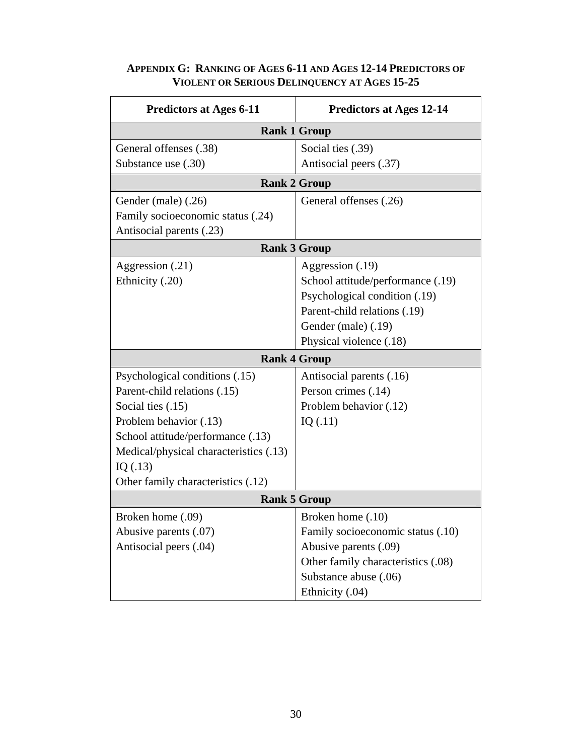## Appendix G: Ranking of Ages 6-11 and Ages 12-14 Predictors of Violent or Serious Delinquency at Ages 15-25

| Predictors at Ages 6-11 | Predictors at Ages 12-14 |
|---|---|
| **Rank 1 Group** | |
| General offenses (.38)<br>Substance use (.30) | Social ties (.39)<br>Antisocial peers (.37) |
| **Rank 2 Group** | |
| Gender (male) (.26)<br>Family socioeconomic status (.24)<br>Antisocial parents (.23) | General offenses (.26) |
| **Rank 3 Group** | |
| Aggression (.21)<br>Ethnicity (.20) | Aggression (.19)<br>School attitude/performance (.19)<br>Psychological condition (.19)<br>Parent-child relations (.19)<br>Gender (male) (.19)<br>Physical violence (.18) |
| **Rank 4 Group** | |
| Psychological conditions (.15)<br>Parent-child relations (.15)<br>Social ties (.15)<br>Problem behavior (.13)<br>School attitude/performance (.13)<br>Medical/physical characteristics (.13)<br>IQ (.13)<br>Other family characteristics (.12) | Antisocial parents (.16)<br>Person crimes (.14)<br>Problem behavior (.12)<br>IQ (.11) |
| **Rank 5 Group** | |
| Broken home (.09)<br>Abusive parents (.07)<br>Antisocial peers (.04) | Broken home (.10)<br>Family socioeconomic status (.10)<br>Abusive parents (.09)<br>Other family characteristics (.08)<br>Substance abuse (.06)<br>Ethnicity (.04) |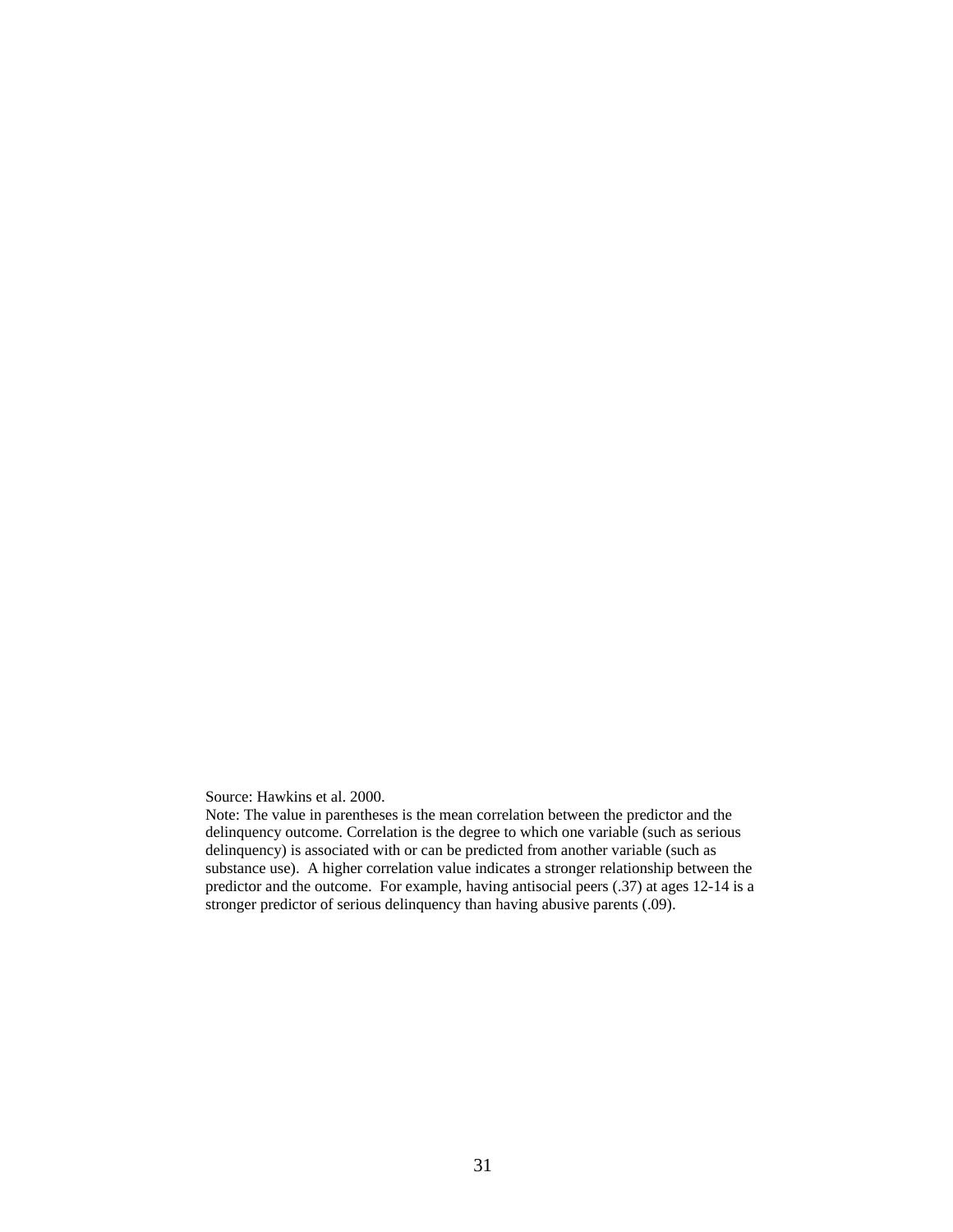Source: Hawkins et al. 2000.

Note: The value in parentheses is the mean correlation between the predictor and the delinquency outcome. Correlation is the degree to which one variable (such as serious delinquency) is associated with or can be predicted from another variable (such as substance use). A higher correlation value indicates a stronger relationship between the predictor and the outcome. For example, having antisocial peers (.37) at ages 12-14 is a stronger predictor of serious delinquency than having abusive parents (.09).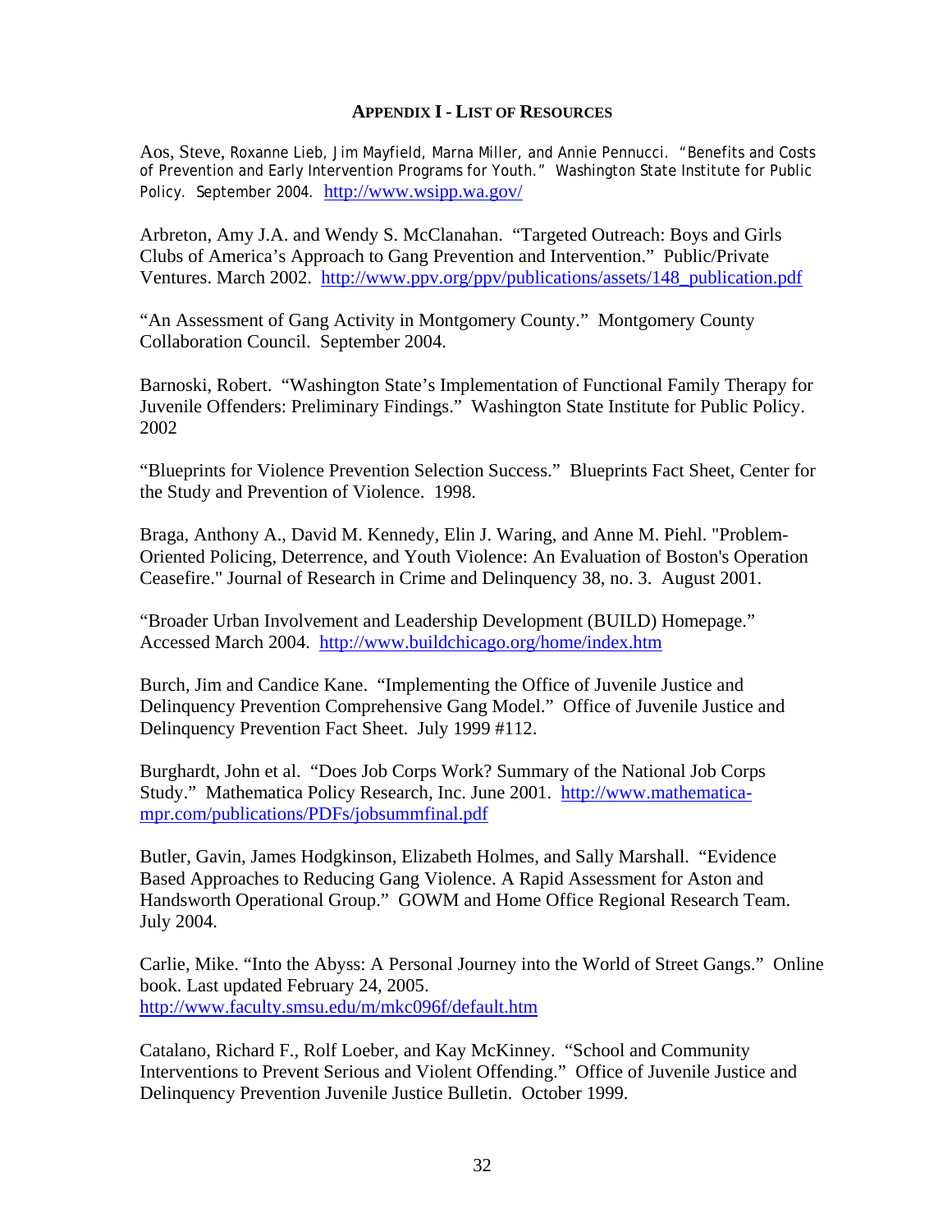## APPENDIX I - LIST OF RESOURCES

Aos, Steve, Roxanne Lieb, Jim Mayfield, Marna Miller, and Annie Pennucci. "Benefits and Costs of Prevention and Early Intervention Programs for Youth." Washington State Institute for Public Policy. September 2004. http://www.wsipp.wa.gov/

Arbreton, Amy J.A. and Wendy S. McClanahan. "Targeted Outreach: Boys and Girls Clubs of America's Approach to Gang Prevention and Intervention." Public/Private Ventures. March 2002. http://www.ppv.org/ppv/publications/assets/148_publication.pdf

"An Assessment of Gang Activity in Montgomery County." Montgomery County Collaboration Council. September 2004.

Barnoski, Robert. "Washington State's Implementation of Functional Family Therapy for Juvenile Offenders: Preliminary Findings." Washington State Institute for Public Policy. 2002

"Blueprints for Violence Prevention Selection Success." Blueprints Fact Sheet, Center for the Study and Prevention of Violence. 1998.

Braga, Anthony A., David M. Kennedy, Elin J. Waring, and Anne M. Piehl. "Problem-Oriented Policing, Deterrence, and Youth Violence: An Evaluation of Boston's Operation Ceasefire." Journal of Research in Crime and Delinquency 38, no. 3. August 2001.

"Broader Urban Involvement and Leadership Development (BUILD) Homepage." Accessed March 2004. http://www.buildchicago.org/home/index.htm

Burch, Jim and Candice Kane. "Implementing the Office of Juvenile Justice and Delinquency Prevention Comprehensive Gang Model." Office of Juvenile Justice and Delinquency Prevention Fact Sheet. July 1999 #112.

Burghardt, John et al. "Does Job Corps Work? Summary of the National Job Corps Study." Mathematica Policy Research, Inc. June 2001. http://www.mathematica-mpr.com/publications/PDFs/jobsummfinal.pdf

Butler, Gavin, James Hodgkinson, Elizabeth Holmes, and Sally Marshall. "Evidence Based Approaches to Reducing Gang Violence. A Rapid Assessment for Aston and Handsworth Operational Group." GOWM and Home Office Regional Research Team. July 2004.

Carlie, Mike. "Into the Abyss: A Personal Journey into the World of Street Gangs." Online book. Last updated February 24, 2005. http://www.faculty.smsu.edu/m/mkc096f/default.htm

Catalano, Richard F., Rolf Loeber, and Kay McKinney. "School and Community Interventions to Prevent Serious and Violent Offending." Office of Juvenile Justice and Delinquency Prevention Juvenile Justice Bulletin. October 1999.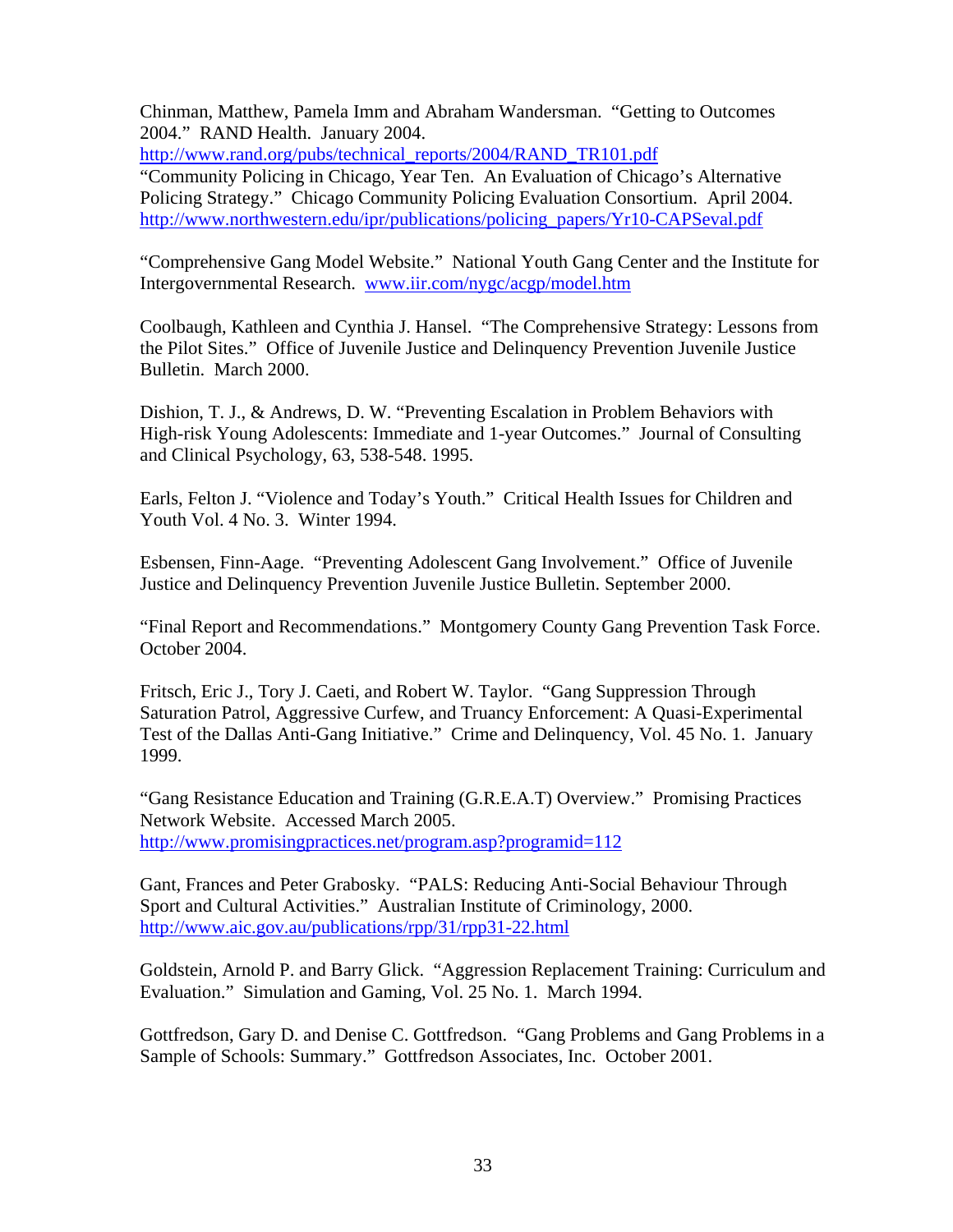Chinman, Matthew, Pamela Imm and Abraham Wandersman. "Getting to Outcomes 2004." RAND Health. January 2004. http://www.rand.org/pubs/technical_reports/2004/RAND_TR101.pdf

"Community Policing in Chicago, Year Ten. An Evaluation of Chicago's Alternative Policing Strategy." Chicago Community Policing Evaluation Consortium. April 2004. http://www.northwestern.edu/ipr/publications/policing_papers/Yr10-CAPSeval.pdf

"Comprehensive Gang Model Website." National Youth Gang Center and the Institute for Intergovernmental Research. www.iir.com/nygc/acgp/model.htm

Coolbaugh, Kathleen and Cynthia J. Hansel. "The Comprehensive Strategy: Lessons from the Pilot Sites." Office of Juvenile Justice and Delinquency Prevention Juvenile Justice Bulletin. March 2000.

Dishion, T. J., & Andrews, D. W. "Preventing Escalation in Problem Behaviors with High-risk Young Adolescents: Immediate and 1-year Outcomes." Journal of Consulting and Clinical Psychology, 63, 538-548. 1995.

Earls, Felton J. "Violence and Today's Youth." Critical Health Issues for Children and Youth Vol. 4 No. 3. Winter 1994.

Esbensen, Finn-Aage. "Preventing Adolescent Gang Involvement." Office of Juvenile Justice and Delinquency Prevention Juvenile Justice Bulletin. September 2000.

"Final Report and Recommendations." Montgomery County Gang Prevention Task Force. October 2004.

Fritsch, Eric J., Tory J. Caeti, and Robert W. Taylor. "Gang Suppression Through Saturation Patrol, Aggressive Curfew, and Truancy Enforcement: A Quasi-Experimental Test of the Dallas Anti-Gang Initiative." Crime and Delinquency, Vol. 45 No. 1. January 1999.

"Gang Resistance Education and Training (G.R.E.A.T) Overview." Promising Practices Network Website. Accessed March 2005. http://www.promisingpractices.net/program.asp?programid=112

Gant, Frances and Peter Grabosky. "PALS: Reducing Anti-Social Behaviour Through Sport and Cultural Activities." Australian Institute of Criminology, 2000. http://www.aic.gov.au/publications/rpp/31/rpp31-22.html

Goldstein, Arnold P. and Barry Glick. "Aggression Replacement Training: Curriculum and Evaluation." Simulation and Gaming, Vol. 25 No. 1. March 1994.

Gottfredson, Gary D. and Denise C. Gottfredson. "Gang Problems and Gang Problems in a Sample of Schools: Summary." Gottfredson Associates, Inc. October 2001.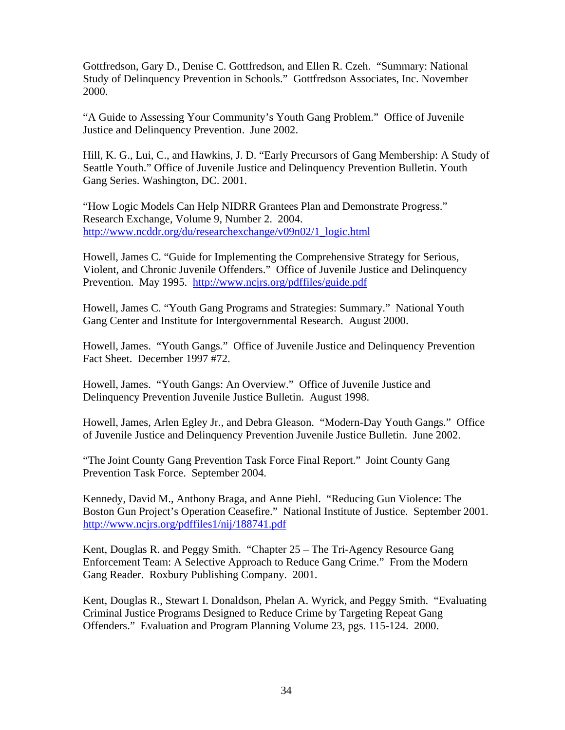Gottfredson, Gary D., Denise C. Gottfredson, and Ellen R. Czeh. "Summary: National Study of Delinquency Prevention in Schools." Gottfredson Associates, Inc. November 2000.

"A Guide to Assessing Your Community's Youth Gang Problem." Office of Juvenile Justice and Delinquency Prevention. June 2002.

Hill, K. G., Lui, C., and Hawkins, J. D. "Early Precursors of Gang Membership: A Study of Seattle Youth." Office of Juvenile Justice and Delinquency Prevention Bulletin. Youth Gang Series. Washington, DC. 2001.

"How Logic Models Can Help NIDRR Grantees Plan and Demonstrate Progress." Research Exchange, Volume 9, Number 2. 2004. http://www.ncddr.org/du/researchexchange/v09n02/1_logic.html

Howell, James C. "Guide for Implementing the Comprehensive Strategy for Serious, Violent, and Chronic Juvenile Offenders." Office of Juvenile Justice and Delinquency Prevention. May 1995. http://www.ncjrs.org/pdffiles/guide.pdf

Howell, James C. "Youth Gang Programs and Strategies: Summary." National Youth Gang Center and Institute for Intergovernmental Research. August 2000.

Howell, James. "Youth Gangs." Office of Juvenile Justice and Delinquency Prevention Fact Sheet. December 1997 #72.

Howell, James. "Youth Gangs: An Overview." Office of Juvenile Justice and Delinquency Prevention Juvenile Justice Bulletin. August 1998.

Howell, James, Arlen Egley Jr., and Debra Gleason. "Modern-Day Youth Gangs." Office of Juvenile Justice and Delinquency Prevention Juvenile Justice Bulletin. June 2002.

"The Joint County Gang Prevention Task Force Final Report." Joint County Gang Prevention Task Force. September 2004.

Kennedy, David M., Anthony Braga, and Anne Piehl. "Reducing Gun Violence: The Boston Gun Project's Operation Ceasefire." National Institute of Justice. September 2001. http://www.ncjrs.org/pdffiles1/nij/188741.pdf

Kent, Douglas R. and Peggy Smith. "Chapter 25 – The Tri-Agency Resource Gang Enforcement Team: A Selective Approach to Reduce Gang Crime." From the Modern Gang Reader. Roxbury Publishing Company. 2001.

Kent, Douglas R., Stewart I. Donaldson, Phelan A. Wyrick, and Peggy Smith. "Evaluating Criminal Justice Programs Designed to Reduce Crime by Targeting Repeat Gang Offenders." Evaluation and Program Planning Volume 23, pgs. 115-124. 2000.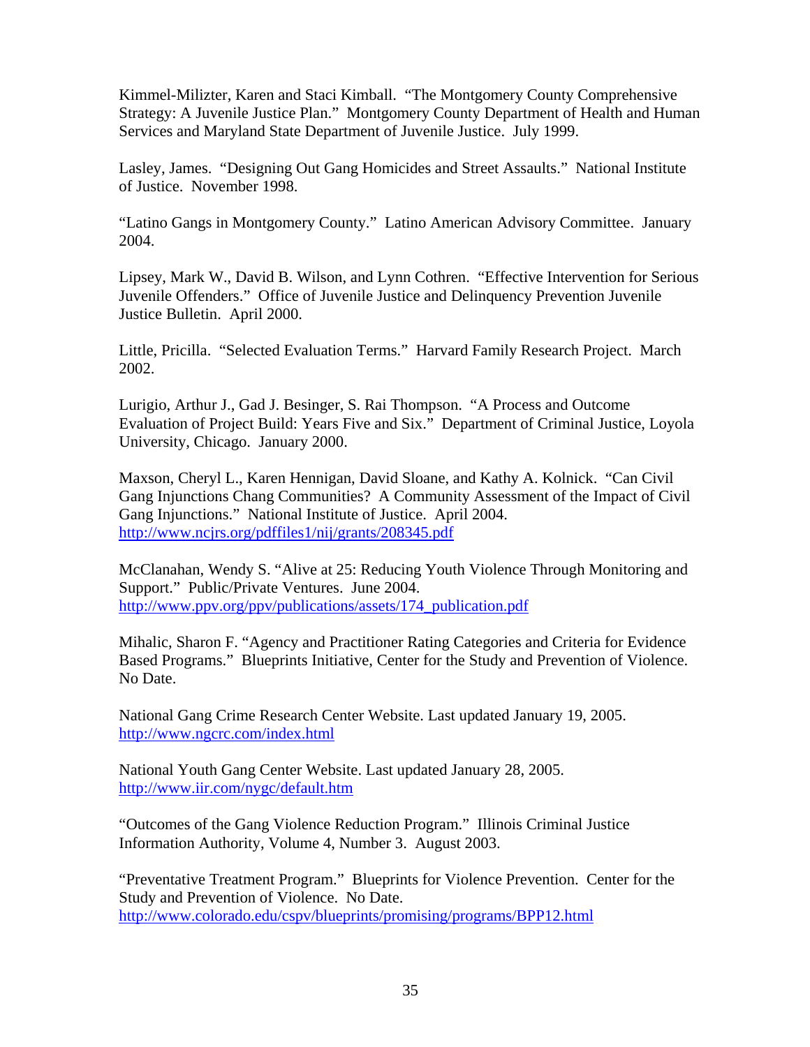Kimmel-Milizter, Karen and Staci Kimball. "The Montgomery County Comprehensive Strategy: A Juvenile Justice Plan." Montgomery County Department of Health and Human Services and Maryland State Department of Juvenile Justice. July 1999.

Lasley, James. "Designing Out Gang Homicides and Street Assaults." National Institute of Justice. November 1998.

"Latino Gangs in Montgomery County." Latino American Advisory Committee. January 2004.

Lipsey, Mark W., David B. Wilson, and Lynn Cothren. "Effective Intervention for Serious Juvenile Offenders." Office of Juvenile Justice and Delinquency Prevention Juvenile Justice Bulletin. April 2000.

Little, Pricilla. "Selected Evaluation Terms." Harvard Family Research Project. March 2002.

Lurigio, Arthur J., Gad J. Besinger, S. Rai Thompson. "A Process and Outcome Evaluation of Project Build: Years Five and Six." Department of Criminal Justice, Loyola University, Chicago. January 2000.

Maxson, Cheryl L., Karen Hennigan, David Sloane, and Kathy A. Kolnick. "Can Civil Gang Injunctions Chang Communities? A Community Assessment of the Impact of Civil Gang Injunctions." National Institute of Justice. April 2004. http://www.ncjrs.org/pdffiles1/nij/grants/208345.pdf

McClanahan, Wendy S. "Alive at 25: Reducing Youth Violence Through Monitoring and Support." Public/Private Ventures. June 2004. http://www.ppv.org/ppv/publications/assets/174_publication.pdf

Mihalic, Sharon F. "Agency and Practitioner Rating Categories and Criteria for Evidence Based Programs." Blueprints Initiative, Center for the Study and Prevention of Violence. No Date.

National Gang Crime Research Center Website. Last updated January 19, 2005. http://www.ngcrc.com/index.html

National Youth Gang Center Website. Last updated January 28, 2005. http://www.iir.com/nygc/default.htm

"Outcomes of the Gang Violence Reduction Program." Illinois Criminal Justice Information Authority, Volume 4, Number 3. August 2003.

"Preventative Treatment Program." Blueprints for Violence Prevention. Center for the Study and Prevention of Violence. No Date. http://www.colorado.edu/cspv/blueprints/promising/programs/BPP12.html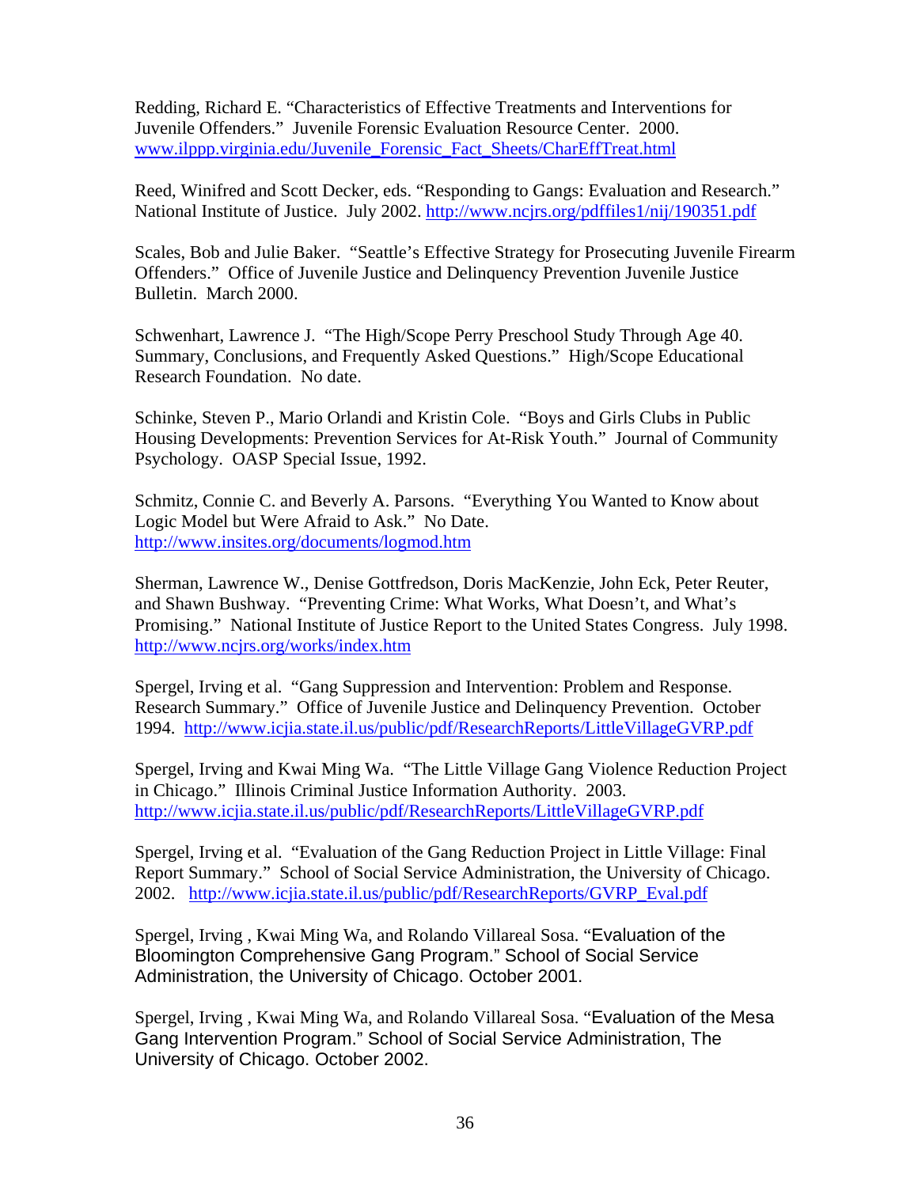Redding, Richard E. “Characteristics of Effective Treatments and Interventions for Juvenile Offenders.” Juvenile Forensic Evaluation Resource Center. 2000. www.ilppp.virginia.edu/Juvenile_Forensic_Fact_Sheets/CharEffTreat.html

Reed, Winifred and Scott Decker, eds. “Responding to Gangs: Evaluation and Research.” National Institute of Justice. July 2002. http://www.ncjrs.org/pdffiles1/nij/190351.pdf

Scales, Bob and Julie Baker. “Seattle’s Effective Strategy for Prosecuting Juvenile Firearm Offenders.” Office of Juvenile Justice and Delinquency Prevention Juvenile Justice Bulletin. March 2000.

Schwenhart, Lawrence J. “The High/Scope Perry Preschool Study Through Age 40. Summary, Conclusions, and Frequently Asked Questions.” High/Scope Educational Research Foundation. No date.

Schinke, Steven P., Mario Orlandi and Kristin Cole. “Boys and Girls Clubs in Public Housing Developments: Prevention Services for At-Risk Youth.” Journal of Community Psychology. OASP Special Issue, 1992.

Schmitz, Connie C. and Beverly A. Parsons. “Everything You Wanted to Know about Logic Model but Were Afraid to Ask.” No Date. http://www.insites.org/documents/logmod.htm

Sherman, Lawrence W., Denise Gottfredson, Doris MacKenzie, John Eck, Peter Reuter, and Shawn Bushway. “Preventing Crime: What Works, What Doesn’t, and What’s Promising.” National Institute of Justice Report to the United States Congress. July 1998. http://www.ncjrs.org/works/index.htm

Spergel, Irving et al. “Gang Suppression and Intervention: Problem and Response. Research Summary.” Office of Juvenile Justice and Delinquency Prevention. October 1994. http://www.icjia.state.il.us/public/pdf/ResearchReports/LittleVillageGVRP.pdf

Spergel, Irving and Kwai Ming Wa. “The Little Village Gang Violence Reduction Project in Chicago.” Illinois Criminal Justice Information Authority. 2003. http://www.icjia.state.il.us/public/pdf/ResearchReports/LittleVillageGVRP.pdf

Spergel, Irving et al. “Evaluation of the Gang Reduction Project in Little Village: Final Report Summary.” School of Social Service Administration, the University of Chicago. 2002. http://www.icjia.state.il.us/public/pdf/ResearchReports/GVRP_Eval.pdf

Spergel, Irving , Kwai Ming Wa, and Rolando Villareal Sosa. “Evaluation of the Bloomington Comprehensive Gang Program.” School of Social Service Administration, the University of Chicago. October 2001.

Spergel, Irving , Kwai Ming Wa, and Rolando Villareal Sosa. “Evaluation of the Mesa Gang Intervention Program.” School of Social Service Administration, The University of Chicago. October 2002.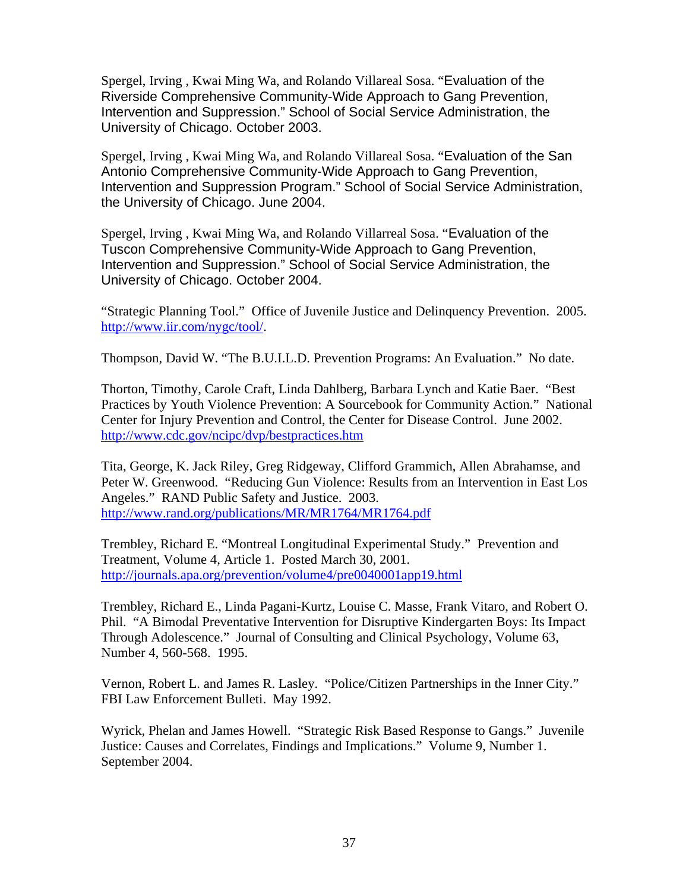Spergel, Irving , Kwai Ming Wa, and Rolando Villareal Sosa. "Evaluation of the Riverside Comprehensive Community-Wide Approach to Gang Prevention, Intervention and Suppression." School of Social Service Administration, the University of Chicago. October 2003.

Spergel, Irving , Kwai Ming Wa, and Rolando Villareal Sosa. "Evaluation of the San Antonio Comprehensive Community-Wide Approach to Gang Prevention, Intervention and Suppression Program." School of Social Service Administration, the University of Chicago. June 2004.

Spergel, Irving , Kwai Ming Wa, and Rolando Villarreal Sosa. "Evaluation of the Tuscon Comprehensive Community-Wide Approach to Gang Prevention, Intervention and Suppression." School of Social Service Administration, the University of Chicago. October 2004.

"Strategic Planning Tool." Office of Juvenile Justice and Delinquency Prevention. 2005. http://www.iir.com/nygc/tool/.

Thompson, David W. "The B.U.I.L.D. Prevention Programs: An Evaluation." No date.

Thorton, Timothy, Carole Craft, Linda Dahlberg, Barbara Lynch and Katie Baer. "Best Practices by Youth Violence Prevention: A Sourcebook for Community Action." National Center for Injury Prevention and Control, the Center for Disease Control. June 2002. http://www.cdc.gov/ncipc/dvp/bestpractices.htm

Tita, George, K. Jack Riley, Greg Ridgeway, Clifford Grammich, Allen Abrahamse, and Peter W. Greenwood. "Reducing Gun Violence: Results from an Intervention in East Los Angeles." RAND Public Safety and Justice. 2003. http://www.rand.org/publications/MR/MR1764/MR1764.pdf

Trembley, Richard E. "Montreal Longitudinal Experimental Study." Prevention and Treatment, Volume 4, Article 1. Posted March 30, 2001. http://journals.apa.org/prevention/volume4/pre0040001app19.html

Trembley, Richard E., Linda Pagani-Kurtz, Louise C. Masse, Frank Vitaro, and Robert O. Phil. "A Bimodal Preventative Intervention for Disruptive Kindergarten Boys: Its Impact Through Adolescence." Journal of Consulting and Clinical Psychology, Volume 63, Number 4, 560-568. 1995.

Vernon, Robert L. and James R. Lasley. "Police/Citizen Partnerships in the Inner City." FBI Law Enforcement Bulleti. May 1992.

Wyrick, Phelan and James Howell. "Strategic Risk Based Response to Gangs." Juvenile Justice: Causes and Correlates, Findings and Implications." Volume 9, Number 1. September 2004.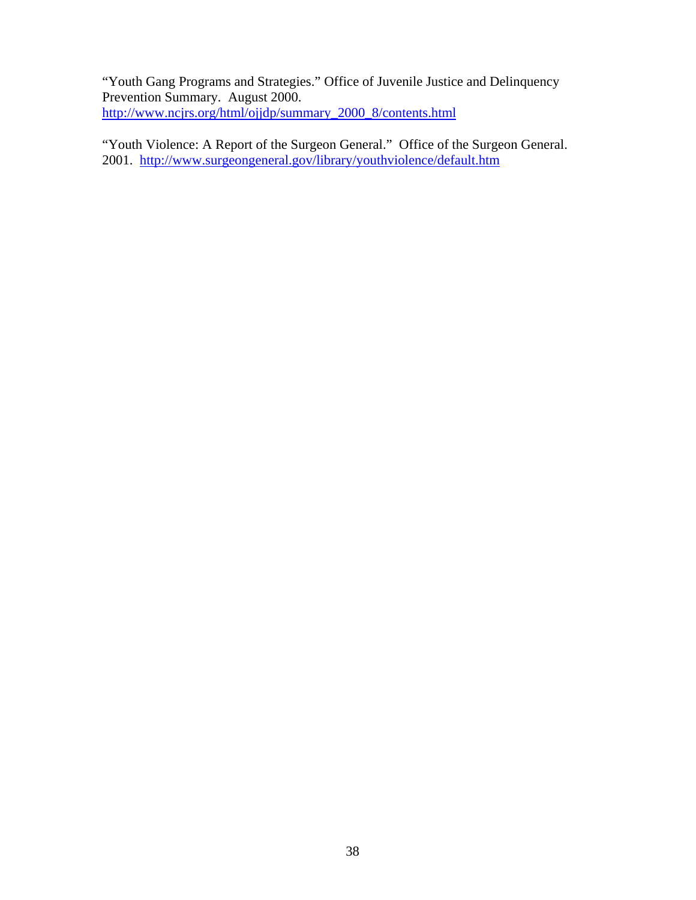"Youth Gang Programs and Strategies." Office of Juvenile Justice and Delinquency Prevention Summary. August 2000. http://www.ncjrs.org/html/ojjdp/summary_2000_8/contents.html

"Youth Violence: A Report of the Surgeon General." Office of the Surgeon General. 2001. http://www.surgeongeneral.gov/library/youthviolence/default.htm